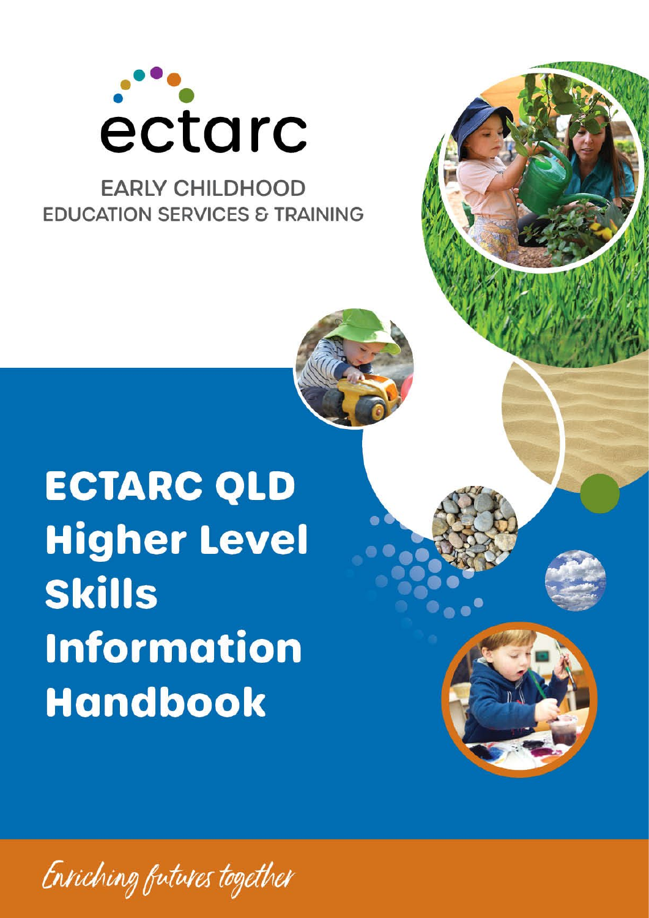ectarc

EARLY CHILDHOOD
EDUCATION SERVICES & TRAINING

# ECTARC QLD Higher Level Skills Information Handbook

*Enriching futures together*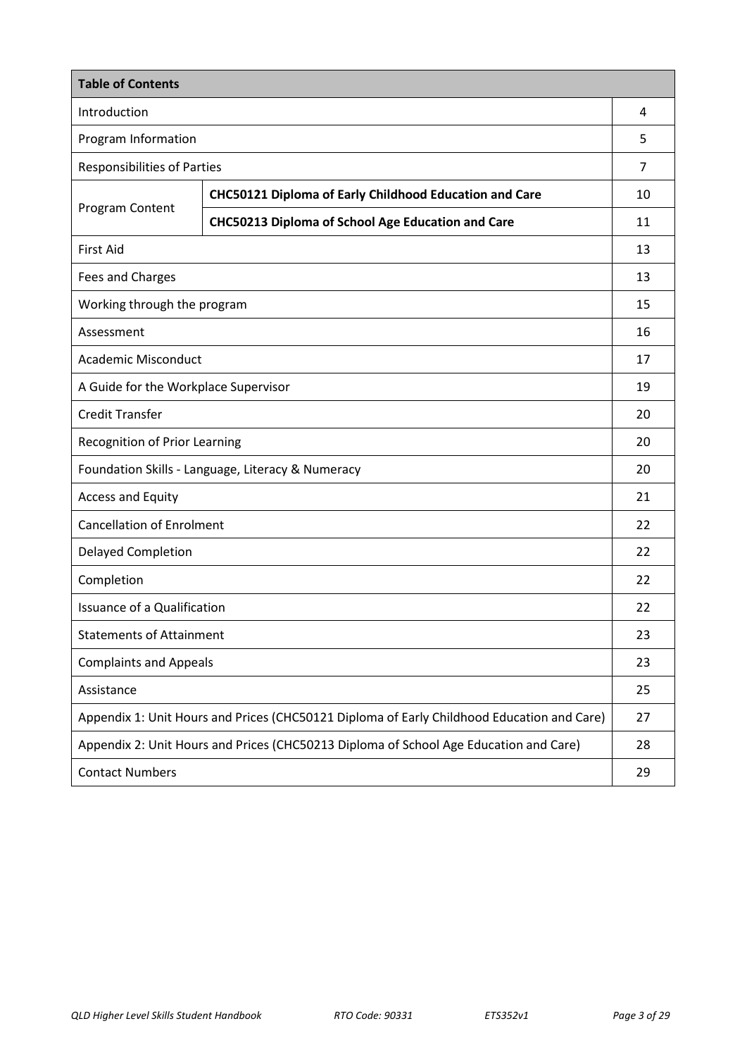| Table of Contents | | |
|---|---|---|
| Introduction | | 4 |
| Program Information | | 5 |
| Responsibilities of Parties | | 7 |
| Program Content | **CHC50121 Diploma of Early Childhood Education and Care** | 10 |
| | **CHC50213 Diploma of School Age Education and Care** | 11 |
| First Aid | | 13 |
| Fees and Charges | | 13 |
| Working through the program | | 15 |
| Assessment | | 16 |
| Academic Misconduct | | 17 |
| A Guide for the Workplace Supervisor | | 19 |
| Credit Transfer | | 20 |
| Recognition of Prior Learning | | 20 |
| Foundation Skills - Language, Literacy & Numeracy | | 20 |
| Access and Equity | | 21 |
| Cancellation of Enrolment | | 22 |
| Delayed Completion | | 22 |
| Completion | | 22 |
| Issuance of a Qualification | | 22 |
| Statements of Attainment | | 23 |
| Complaints and Appeals | | 23 |
| Assistance | | 25 |
| Appendix 1: Unit Hours and Prices (CHC50121 Diploma of Early Childhood Education and Care) | | 27 |
| Appendix 2: Unit Hours and Prices (CHC50213 Diploma of School Age Education and Care) | | 28 |
| Contact Numbers | | 29 |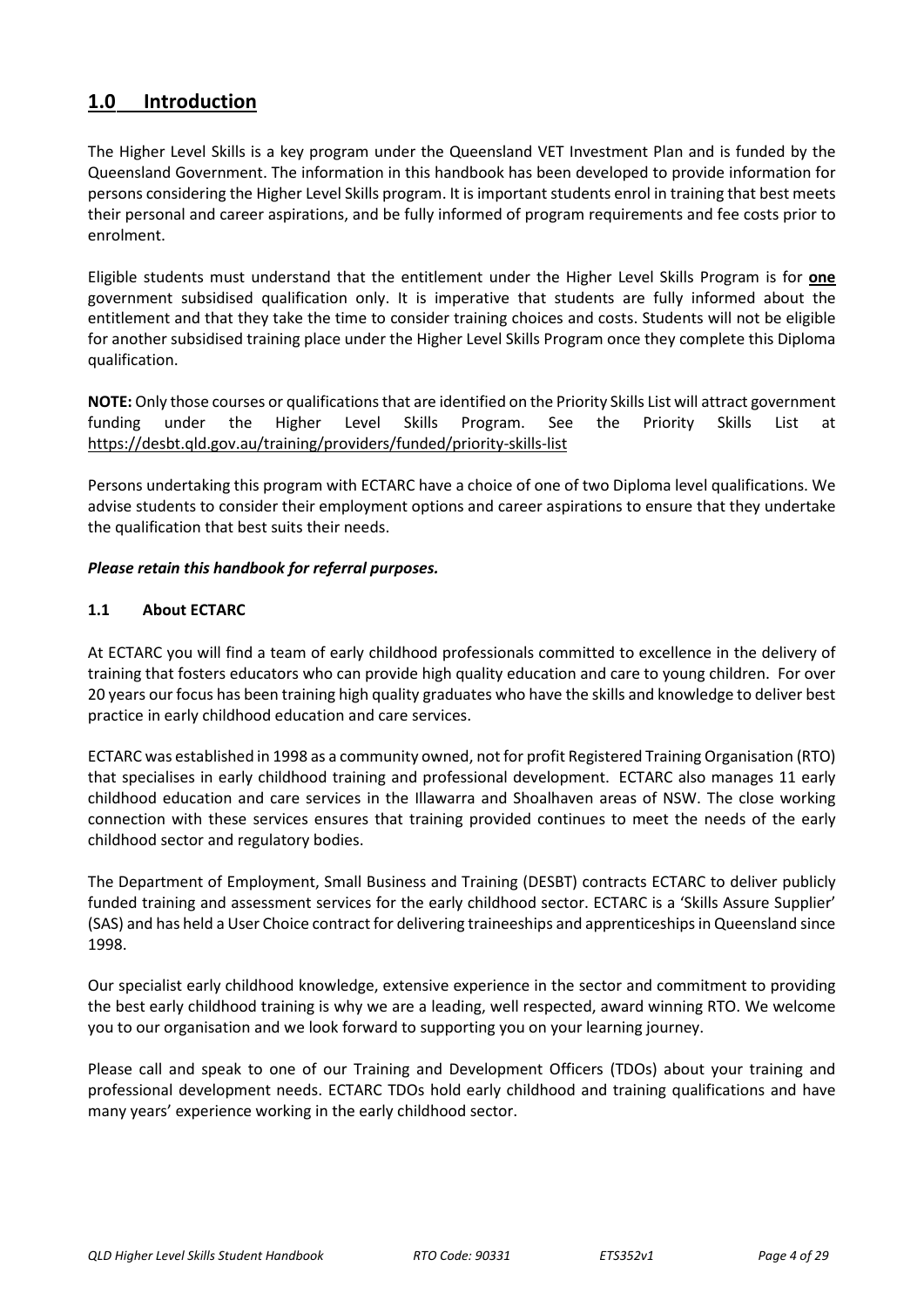## 1.0 Introduction

The Higher Level Skills is a key program under the Queensland VET Investment Plan and is funded by the Queensland Government. The information in this handbook has been developed to provide information for persons considering the Higher Level Skills program. It is important students enrol in training that best meets their personal and career aspirations, and be fully informed of program requirements and fee costs prior to enrolment.

Eligible students must understand that the entitlement under the Higher Level Skills Program is for **one** government subsidised qualification only. It is imperative that students are fully informed about the entitlement and that they take the time to consider training choices and costs. Students will not be eligible for another subsidised training place under the Higher Level Skills Program once they complete this Diploma qualification.

**NOTE:** Only those courses or qualifications that are identified on the Priority Skills List will attract government funding under the Higher Level Skills Program. See the Priority Skills List at https://desbt.qld.gov.au/training/providers/funded/priority-skills-list

Persons undertaking this program with ECTARC have a choice of one of two Diploma level qualifications. We advise students to consider their employment options and career aspirations to ensure that they undertake the qualification that best suits their needs.

***Please retain this handbook for referral purposes.***

### 1.1 About ECTARC

At ECTARC you will find a team of early childhood professionals committed to excellence in the delivery of training that fosters educators who can provide high quality education and care to young children. For over 20 years our focus has been training high quality graduates who have the skills and knowledge to deliver best practice in early childhood education and care services.

ECTARC was established in 1998 as a community owned, not for profit Registered Training Organisation (RTO) that specialises in early childhood training and professional development. ECTARC also manages 11 early childhood education and care services in the Illawarra and Shoalhaven areas of NSW. The close working connection with these services ensures that training provided continues to meet the needs of the early childhood sector and regulatory bodies.

The Department of Employment, Small Business and Training (DESBT) contracts ECTARC to deliver publicly funded training and assessment services for the early childhood sector. ECTARC is a 'Skills Assure Supplier' (SAS) and has held a User Choice contract for delivering traineeships and apprenticeships in Queensland since 1998.

Our specialist early childhood knowledge, extensive experience in the sector and commitment to providing the best early childhood training is why we are a leading, well respected, award winning RTO. We welcome you to our organisation and we look forward to supporting you on your learning journey.

Please call and speak to one of our Training and Development Officers (TDOs) about your training and professional development needs. ECTARC TDOs hold early childhood and training qualifications and have many years' experience working in the early childhood sector.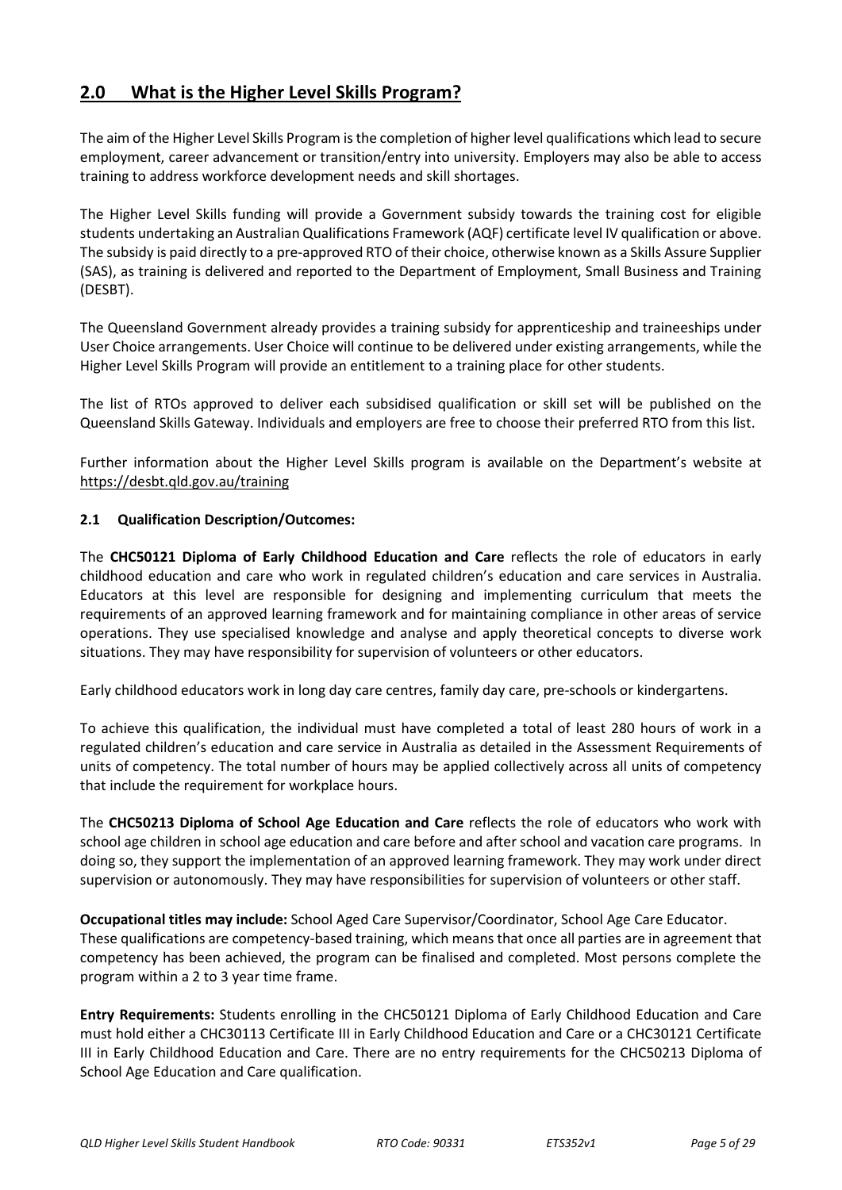## 2.0 What is the Higher Level Skills Program?

The aim of the Higher Level Skills Program is the completion of higher level qualifications which lead to secure employment, career advancement or transition/entry into university. Employers may also be able to access training to address workforce development needs and skill shortages.

The Higher Level Skills funding will provide a Government subsidy towards the training cost for eligible students undertaking an Australian Qualifications Framework (AQF) certificate level IV qualification or above. The subsidy is paid directly to a pre-approved RTO of their choice, otherwise known as a Skills Assure Supplier (SAS), as training is delivered and reported to the Department of Employment, Small Business and Training (DESBT).

The Queensland Government already provides a training subsidy for apprenticeship and traineeships under User Choice arrangements. User Choice will continue to be delivered under existing arrangements, while the Higher Level Skills Program will provide an entitlement to a training place for other students.

The list of RTOs approved to deliver each subsidised qualification or skill set will be published on the Queensland Skills Gateway. Individuals and employers are free to choose their preferred RTO from this list.

Further information about the Higher Level Skills program is available on the Department's website at https://desbt.qld.gov.au/training

### 2.1 Qualification Description/Outcomes:

The **CHC50121 Diploma of Early Childhood Education and Care** reflects the role of educators in early childhood education and care who work in regulated children's education and care services in Australia. Educators at this level are responsible for designing and implementing curriculum that meets the requirements of an approved learning framework and for maintaining compliance in other areas of service operations. They use specialised knowledge and analyse and apply theoretical concepts to diverse work situations. They may have responsibility for supervision of volunteers or other educators.

Early childhood educators work in long day care centres, family day care, pre-schools or kindergartens.

To achieve this qualification, the individual must have completed a total of least 280 hours of work in a regulated children's education and care service in Australia as detailed in the Assessment Requirements of units of competency. The total number of hours may be applied collectively across all units of competency that include the requirement for workplace hours.

The **CHC50213 Diploma of School Age Education and Care** reflects the role of educators who work with school age children in school age education and care before and after school and vacation care programs. In doing so, they support the implementation of an approved learning framework. They may work under direct supervision or autonomously. They may have responsibilities for supervision of volunteers or other staff.

**Occupational titles may include:** School Aged Care Supervisor/Coordinator, School Age Care Educator. These qualifications are competency-based training, which means that once all parties are in agreement that competency has been achieved, the program can be finalised and completed. Most persons complete the program within a 2 to 3 year time frame.

**Entry Requirements:** Students enrolling in the CHC50121 Diploma of Early Childhood Education and Care must hold either a CHC30113 Certificate III in Early Childhood Education and Care or a CHC30121 Certificate III in Early Childhood Education and Care. There are no entry requirements for the CHC50213 Diploma of School Age Education and Care qualification.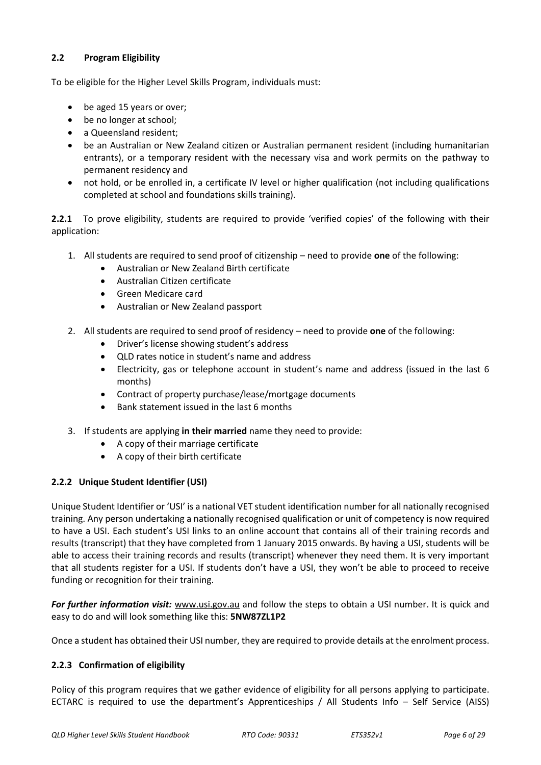### 2.2 Program Eligibility

To be eligible for the Higher Level Skills Program, individuals must:

- be aged 15 years or over;
- be no longer at school;
- a Queensland resident;
- be an Australian or New Zealand citizen or Australian permanent resident (including humanitarian entrants), or a temporary resident with the necessary visa and work permits on the pathway to permanent residency and
- not hold, or be enrolled in, a certificate IV level or higher qualification (not including qualifications completed at school and foundations skills training).

**2.2.1** To prove eligibility, students are required to provide 'verified copies' of the following with their application:

1. All students are required to send proof of citizenship – need to provide **one** of the following:
   - Australian or New Zealand Birth certificate
   - Australian Citizen certificate
   - Green Medicare card
   - Australian or New Zealand passport
2. All students are required to send proof of residency – need to provide **one** of the following:
   - Driver's license showing student's address
   - QLD rates notice in student's name and address
   - Electricity, gas or telephone account in student's name and address (issued in the last 6 months)
   - Contract of property purchase/lease/mortgage documents
   - Bank statement issued in the last 6 months
3. If students are applying **in their married** name they need to provide:
   - A copy of their marriage certificate
   - A copy of their birth certificate

#### 2.2.2 Unique Student Identifier (USI)

Unique Student Identifier or 'USI' is a national VET student identification number for all nationally recognised training. Any person undertaking a nationally recognised qualification or unit of competency is now required to have a USI. Each student's USI links to an online account that contains all of their training records and results (transcript) that they have completed from 1 January 2015 onwards. By having a USI, students will be able to access their training records and results (transcript) whenever they need them. It is very important that all students register for a USI. If students don't have a USI, they won't be able to proceed to receive funding or recognition for their training.

***For further information visit:*** www.usi.gov.au and follow the steps to obtain a USI number. It is quick and easy to do and will look something like this: **5NW87ZL1P2**

Once a student has obtained their USI number, they are required to provide details at the enrolment process.

#### 2.2.3 Confirmation of eligibility

Policy of this program requires that we gather evidence of eligibility for all persons applying to participate. ECTARC is required to use the department's Apprenticeships / All Students Info – Self Service (AISS)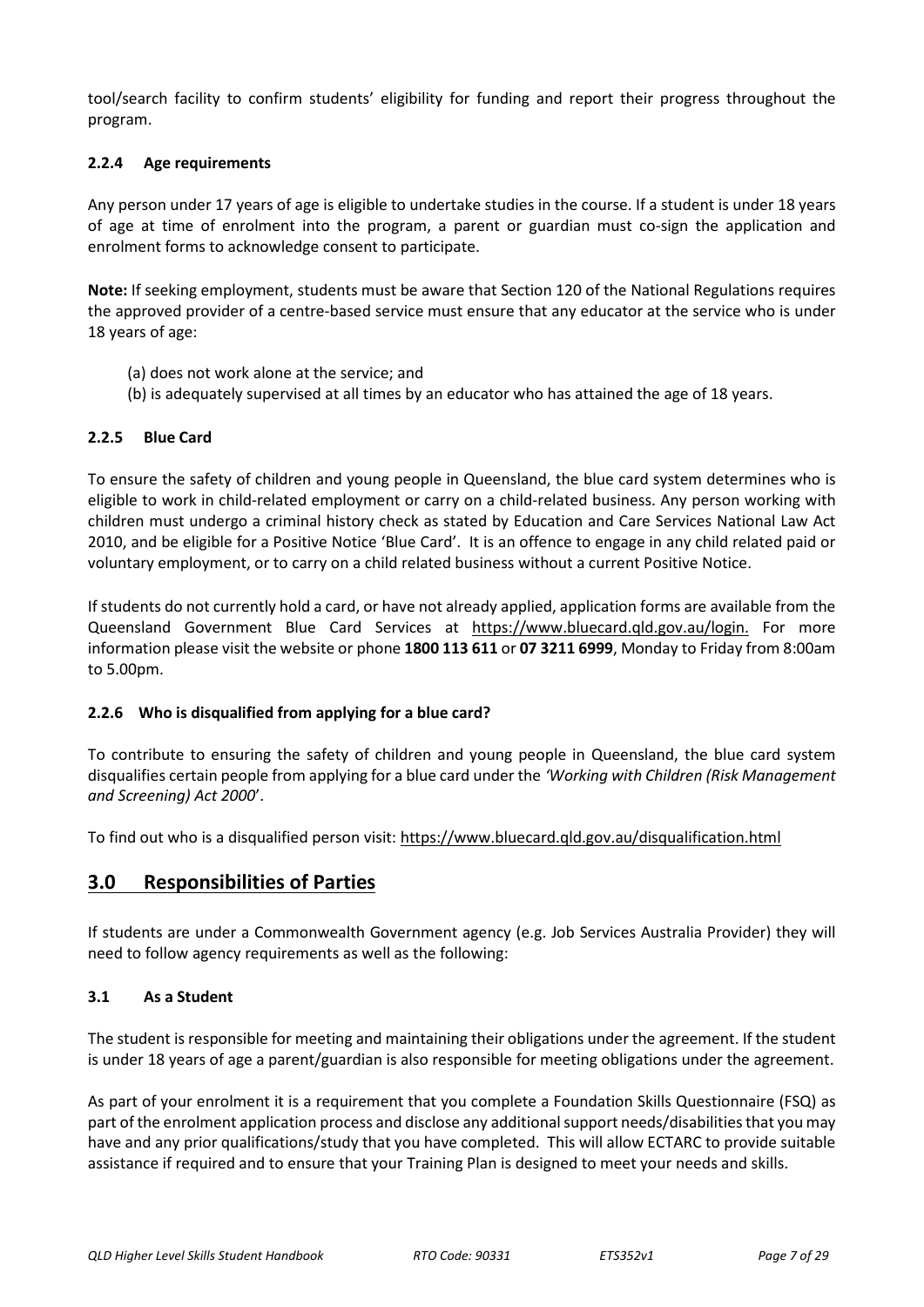tool/search facility to confirm students' eligibility for funding and report their progress throughout the program.

### 2.2.4 Age requirements

Any person under 17 years of age is eligible to undertake studies in the course. If a student is under 18 years of age at time of enrolment into the program, a parent or guardian must co-sign the application and enrolment forms to acknowledge consent to participate.

**Note:** If seeking employment, students must be aware that Section 120 of the National Regulations requires the approved provider of a centre-based service must ensure that any educator at the service who is under 18 years of age:

(a) does not work alone at the service; and
(b) is adequately supervised at all times by an educator who has attained the age of 18 years.

### 2.2.5 Blue Card

To ensure the safety of children and young people in Queensland, the blue card system determines who is eligible to work in child-related employment or carry on a child-related business. Any person working with children must undergo a criminal history check as stated by Education and Care Services National Law Act 2010, and be eligible for a Positive Notice 'Blue Card'. It is an offence to engage in any child related paid or voluntary employment, or to carry on a child related business without a current Positive Notice.

If students do not currently hold a card, or have not already applied, application forms are available from the Queensland Government Blue Card Services at https://www.bluecard.qld.gov.au/login. For more information please visit the website or phone **1800 113 611** or **07 3211 6999**, Monday to Friday from 8:00am to 5.00pm.

### 2.2.6 Who is disqualified from applying for a blue card?

To contribute to ensuring the safety of children and young people in Queensland, the blue card system disqualifies certain people from applying for a blue card under the *'Working with Children (Risk Management and Screening) Act 2000*'.

To find out who is a disqualified person visit: https://www.bluecard.qld.gov.au/disqualification.html

## 3.0 Responsibilities of Parties

If students are under a Commonwealth Government agency (e.g. Job Services Australia Provider) they will need to follow agency requirements as well as the following:

### 3.1 As a Student

The student is responsible for meeting and maintaining their obligations under the agreement. If the student is under 18 years of age a parent/guardian is also responsible for meeting obligations under the agreement.

As part of your enrolment it is a requirement that you complete a Foundation Skills Questionnaire (FSQ) as part of the enrolment application process and disclose any additional support needs/disabilities that you may have and any prior qualifications/study that you have completed. This will allow ECTARC to provide suitable assistance if required and to ensure that your Training Plan is designed to meet your needs and skills.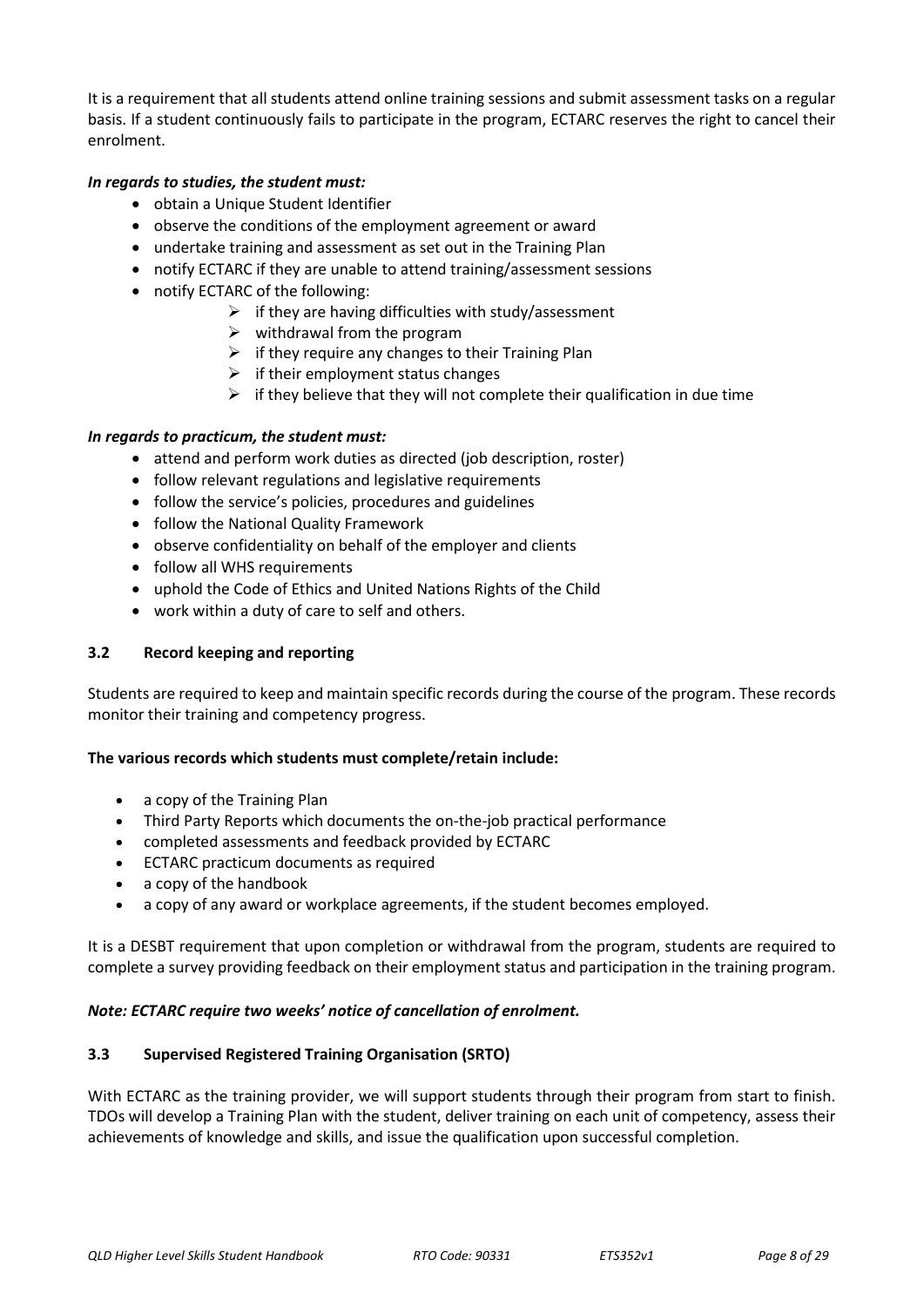It is a requirement that all students attend online training sessions and submit assessment tasks on a regular basis. If a student continuously fails to participate in the program, ECTARC reserves the right to cancel their enrolment.

***In regards to studies, the student must:***

- obtain a Unique Student Identifier
- observe the conditions of the employment agreement or award
- undertake training and assessment as set out in the Training Plan
- notify ECTARC if they are unable to attend training/assessment sessions
- notify ECTARC of the following:
  - if they are having difficulties with study/assessment
  - withdrawal from the program
  - if they require any changes to their Training Plan
  - if their employment status changes
  - if they believe that they will not complete their qualification in due time

***In regards to practicum, the student must:***

- attend and perform work duties as directed (job description, roster)
- follow relevant regulations and legislative requirements
- follow the service's policies, procedures and guidelines
- follow the National Quality Framework
- observe confidentiality on behalf of the employer and clients
- follow all WHS requirements
- uphold the Code of Ethics and United Nations Rights of the Child
- work within a duty of care to self and others.

### 3.2 Record keeping and reporting

Students are required to keep and maintain specific records during the course of the program. These records monitor their training and competency progress.

**The various records which students must complete/retain include:**

- a copy of the Training Plan
- Third Party Reports which documents the on-the-job practical performance
- completed assessments and feedback provided by ECTARC
- ECTARC practicum documents as required
- a copy of the handbook
- a copy of any award or workplace agreements, if the student becomes employed.

It is a DESBT requirement that upon completion or withdrawal from the program, students are required to complete a survey providing feedback on their employment status and participation in the training program.

***Note: ECTARC require two weeks' notice of cancellation of enrolment.***

### 3.3 Supervised Registered Training Organisation (SRTO)

With ECTARC as the training provider, we will support students through their program from start to finish. TDOs will develop a Training Plan with the student, deliver training on each unit of competency, assess their achievements of knowledge and skills, and issue the qualification upon successful completion.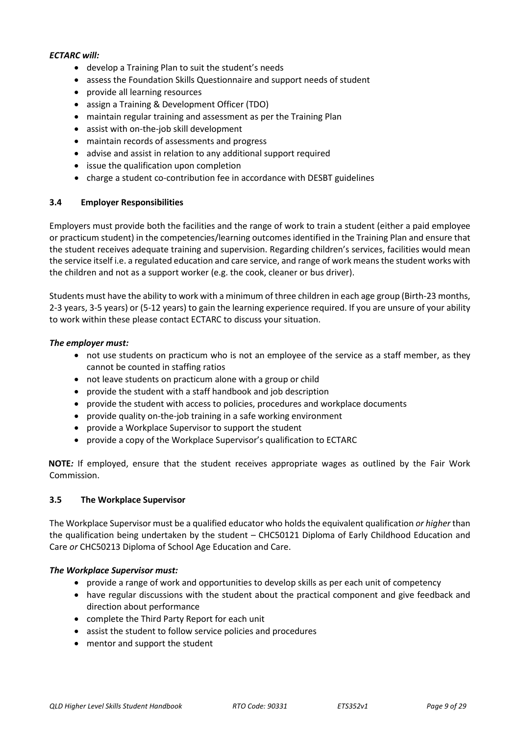***ECTARC will:***

- develop a Training Plan to suit the student's needs
- assess the Foundation Skills Questionnaire and support needs of student
- provide all learning resources
- assign a Training & Development Officer (TDO)
- maintain regular training and assessment as per the Training Plan
- assist with on-the-job skill development
- maintain records of assessments and progress
- advise and assist in relation to any additional support required
- issue the qualification upon completion
- charge a student co-contribution fee in accordance with DESBT guidelines

### 3.4 Employer Responsibilities

Employers must provide both the facilities and the range of work to train a student (either a paid employee or practicum student) in the competencies/learning outcomes identified in the Training Plan and ensure that the student receives adequate training and supervision. Regarding children's services, facilities would mean the service itself i.e. a regulated education and care service, and range of work means the student works with the children and not as a support worker (e.g. the cook, cleaner or bus driver).

Students must have the ability to work with a minimum of three children in each age group (Birth-23 months, 2-3 years, 3-5 years) or (5-12 years) to gain the learning experience required. If you are unsure of your ability to work within these please contact ECTARC to discuss your situation.

***The employer must:***

- not use students on practicum who is not an employee of the service as a staff member, as they cannot be counted in staffing ratios
- not leave students on practicum alone with a group or child
- provide the student with a staff handbook and job description
- provide the student with access to policies, procedures and workplace documents
- provide quality on-the-job training in a safe working environment
- provide a Workplace Supervisor to support the student
- provide a copy of the Workplace Supervisor's qualification to ECTARC

**NOTE***:* If employed, ensure that the student receives appropriate wages as outlined by the Fair Work Commission.

### 3.5 The Workplace Supervisor

The Workplace Supervisor must be a qualified educator who holds the equivalent qualification *or higher* than the qualification being undertaken by the student – CHC50121 Diploma of Early Childhood Education and Care *or* CHC50213 Diploma of School Age Education and Care.

***The Workplace Supervisor must:***

- provide a range of work and opportunities to develop skills as per each unit of competency
- have regular discussions with the student about the practical component and give feedback and direction about performance
- complete the Third Party Report for each unit
- assist the student to follow service policies and procedures
- mentor and support the student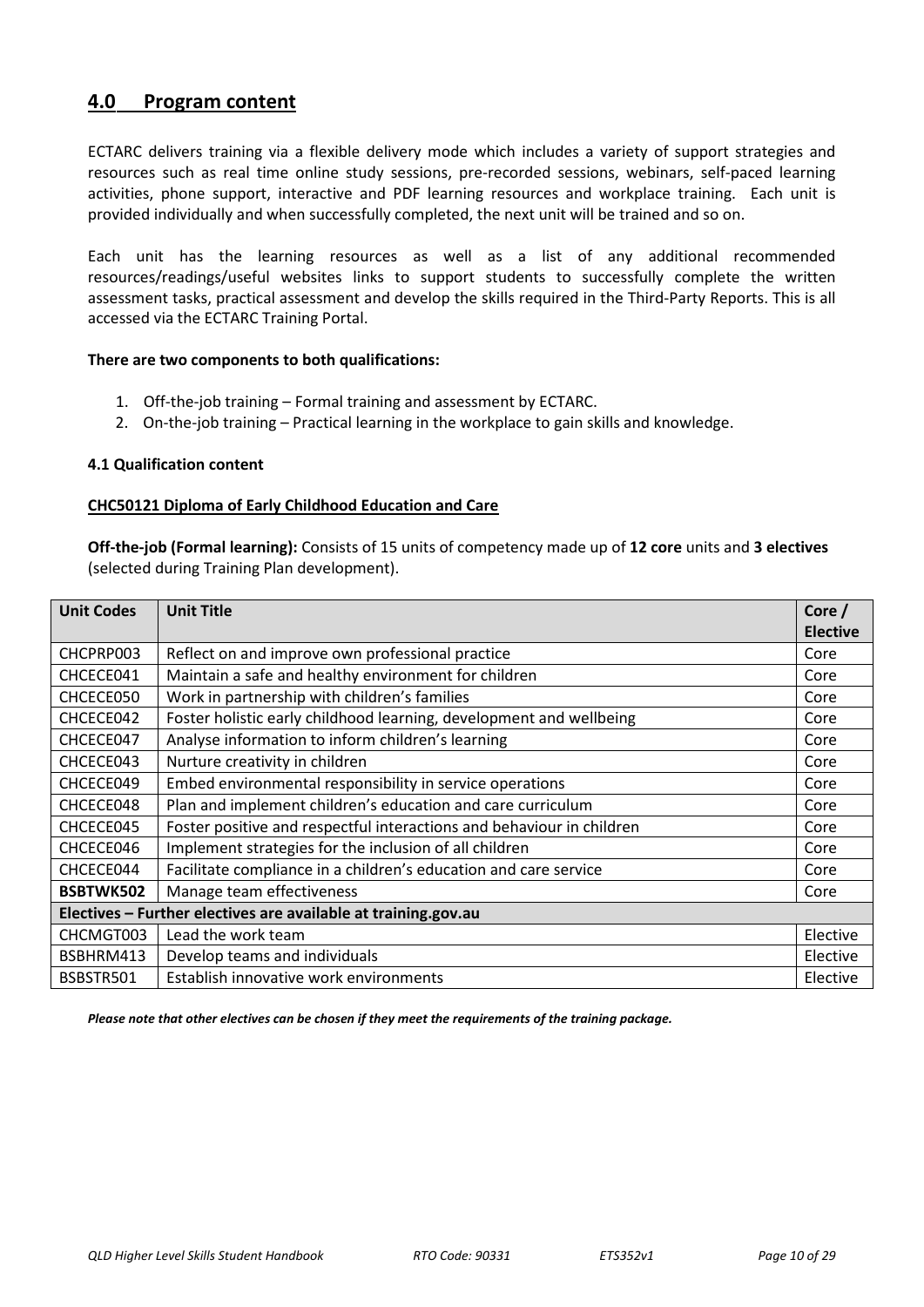## 4.0 Program content

ECTARC delivers training via a flexible delivery mode which includes a variety of support strategies and resources such as real time online study sessions, pre-recorded sessions, webinars, self-paced learning activities, phone support, interactive and PDF learning resources and workplace training. Each unit is provided individually and when successfully completed, the next unit will be trained and so on.

Each unit has the learning resources as well as a list of any additional recommended resources/readings/useful websites links to support students to successfully complete the written assessment tasks, practical assessment and develop the skills required in the Third-Party Reports. This is all accessed via the ECTARC Training Portal.

**There are two components to both qualifications:**

1. Off-the-job training – Formal training and assessment by ECTARC.
2. On-the-job training – Practical learning in the workplace to gain skills and knowledge.

### 4.1 Qualification content

**CHC50121 Diploma of Early Childhood Education and Care**

**Off-the-job (Formal learning):** Consists of 15 units of competency made up of **12 core** units and **3 electives** (selected during Training Plan development).

| Unit Codes | Unit Title | Core / Elective |
|---|---|---|
| CHCPRP003 | Reflect on and improve own professional practice | Core |
| CHCECE041 | Maintain a safe and healthy environment for children | Core |
| CHCECE050 | Work in partnership with children's families | Core |
| CHCECE042 | Foster holistic early childhood learning, development and wellbeing | Core |
| CHCECE047 | Analyse information to inform children's learning | Core |
| CHCECE043 | Nurture creativity in children | Core |
| CHCECE049 | Embed environmental responsibility in service operations | Core |
| CHCECE048 | Plan and implement children's education and care curriculum | Core |
| CHCECE045 | Foster positive and respectful interactions and behaviour in children | Core |
| CHCECE046 | Implement strategies for the inclusion of all children | Core |
| CHCECE044 | Facilitate compliance in a children's education and care service | Core |
| **BSBTWK502** | Manage team effectiveness | Core |
| **Electives – Further electives are available at training.gov.au** | | |
| CHCMGT003 | Lead the work team | Elective |
| BSBHRM413 | Develop teams and individuals | Elective |
| BSBSTR501 | Establish innovative work environments | Elective |

***Please note that other electives can be chosen if they meet the requirements of the training package.***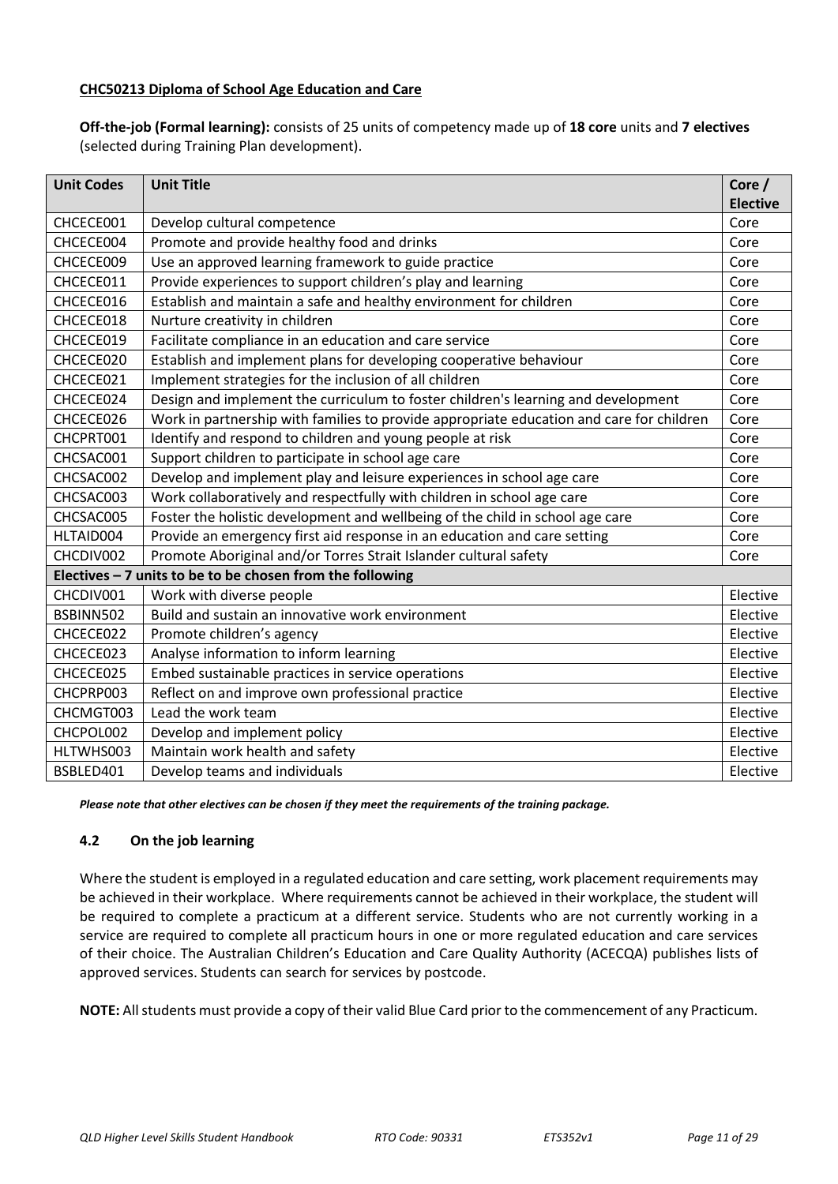**CHC50213 Diploma of School Age Education and Care**

**Off-the-job (Formal learning):** consists of 25 units of competency made up of **18 core** units and **7 electives** (selected during Training Plan development).

| Unit Codes | Unit Title | Core / Elective |
|---|---|---|
| CHCECE001 | Develop cultural competence | Core |
| CHCECE004 | Promote and provide healthy food and drinks | Core |
| CHCECE009 | Use an approved learning framework to guide practice | Core |
| CHCECE011 | Provide experiences to support children's play and learning | Core |
| CHCECE016 | Establish and maintain a safe and healthy environment for children | Core |
| CHCECE018 | Nurture creativity in children | Core |
| CHCECE019 | Facilitate compliance in an education and care service | Core |
| CHCECE020 | Establish and implement plans for developing cooperative behaviour | Core |
| CHCECE021 | Implement strategies for the inclusion of all children | Core |
| CHCECE024 | Design and implement the curriculum to foster children's learning and development | Core |
| CHCECE026 | Work in partnership with families to provide appropriate education and care for children | Core |
| CHCPRT001 | Identify and respond to children and young people at risk | Core |
| CHCSAC001 | Support children to participate in school age care | Core |
| CHCSAC002 | Develop and implement play and leisure experiences in school age care | Core |
| CHCSAC003 | Work collaboratively and respectfully with children in school age care | Core |
| CHCSAC005 | Foster the holistic development and wellbeing of the child in school age care | Core |
| HLTAID004 | Provide an emergency first aid response in an education and care setting | Core |
| CHCDIV002 | Promote Aboriginal and/or Torres Strait Islander cultural safety | Core |
| **Electives – 7 units to be to be chosen from the following** | | |
| CHCDIV001 | Work with diverse people | Elective |
| BSBINN502 | Build and sustain an innovative work environment | Elective |
| CHCECE022 | Promote children's agency | Elective |
| CHCECE023 | Analyse information to inform learning | Elective |
| CHCECE025 | Embed sustainable practices in service operations | Elective |
| CHCPRP003 | Reflect on and improve own professional practice | Elective |
| CHCMGT003 | Lead the work team | Elective |
| CHCPOL002 | Develop and implement policy | Elective |
| HLTWHS003 | Maintain work health and safety | Elective |
| BSBLED401 | Develop teams and individuals | Elective |

***Please note that other electives can be chosen if they meet the requirements of the training package.***

### 4.2 On the job learning

Where the student is employed in a regulated education and care setting, work placement requirements may be achieved in their workplace. Where requirements cannot be achieved in their workplace, the student will be required to complete a practicum at a different service. Students who are not currently working in a service are required to complete all practicum hours in one or more regulated education and care services of their choice. The Australian Children's Education and Care Quality Authority (ACECQA) publishes lists of approved services. Students can search for services by postcode.

**NOTE:** All students must provide a copy of their valid Blue Card prior to the commencement of any Practicum.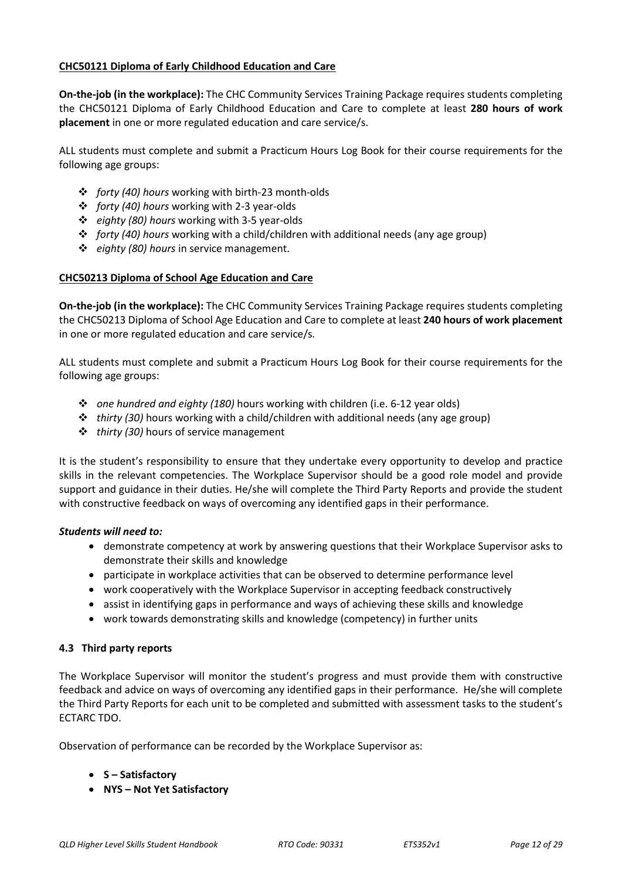**CHC50121 Diploma of Early Childhood Education and Care**

**On-the-job (in the workplace):** The CHC Community Services Training Package requires students completing the CHC50121 Diploma of Early Childhood Education and Care to complete at least **280 hours of work placement** in one or more regulated education and care service/s.

ALL students must complete and submit a Practicum Hours Log Book for their course requirements for the following age groups:

- *forty (40) hours* working with birth-23 month-olds
- *forty (40) hours* working with 2-3 year-olds
- *eighty (80) hours* working with 3-5 year-olds
- *forty (40) hours* working with a child/children with additional needs (any age group)
- *eighty (80) hours* in service management.

**CHC50213 Diploma of School Age Education and Care**

**On-the-job (in the workplace):** The CHC Community Services Training Package requires students completing the CHC50213 Diploma of School Age Education and Care to complete at least **240 hours of work placement** in one or more regulated education and care service/s.

ALL students must complete and submit a Practicum Hours Log Book for their course requirements for the following age groups:

- *one hundred and eighty (180)* hours working with children (i.e. 6-12 year olds)
- *thirty (30)* hours working with a child/children with additional needs (any age group)
- *thirty (30)* hours of service management

It is the student's responsibility to ensure that they undertake every opportunity to develop and practice skills in the relevant competencies. The Workplace Supervisor should be a good role model and provide support and guidance in their duties. He/she will complete the Third Party Reports and provide the student with constructive feedback on ways of overcoming any identified gaps in their performance.

***Students will need to:***

- demonstrate competency at work by answering questions that their Workplace Supervisor asks to demonstrate their skills and knowledge
- participate in workplace activities that can be observed to determine performance level
- work cooperatively with the Workplace Supervisor in accepting feedback constructively
- assist in identifying gaps in performance and ways of achieving these skills and knowledge
- work towards demonstrating skills and knowledge (competency) in further units

### 4.3 Third party reports

The Workplace Supervisor will monitor the student's progress and must provide them with constructive feedback and advice on ways of overcoming any identified gaps in their performance. He/she will complete the Third Party Reports for each unit to be completed and submitted with assessment tasks to the student's ECTARC TDO.

Observation of performance can be recorded by the Workplace Supervisor as:

- **S – Satisfactory**
- **NYS – Not Yet Satisfactory**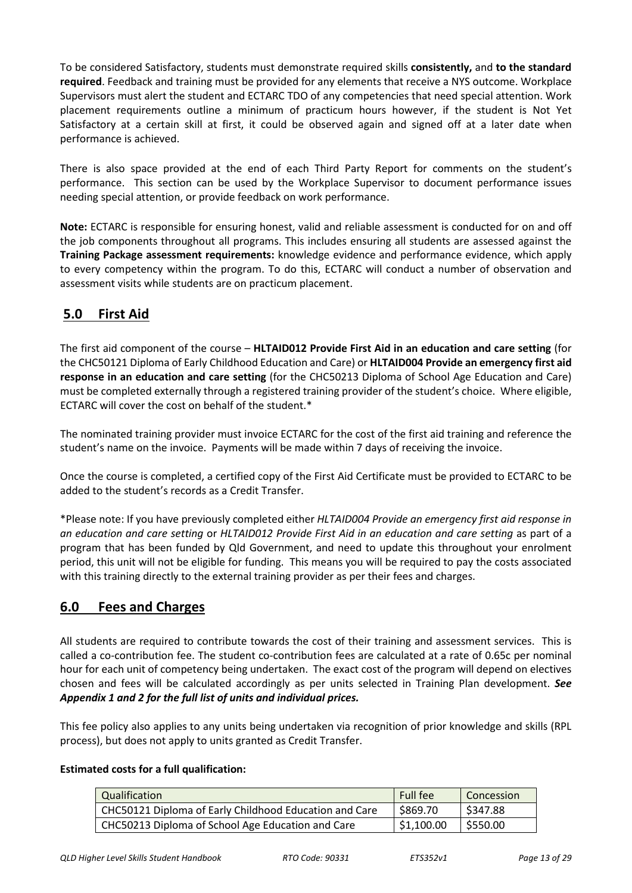To be considered Satisfactory, students must demonstrate required skills **consistently,** and **to the standard required**. Feedback and training must be provided for any elements that receive a NYS outcome. Workplace Supervisors must alert the student and ECTARC TDO of any competencies that need special attention. Work placement requirements outline a minimum of practicum hours however, if the student is Not Yet Satisfactory at a certain skill at first, it could be observed again and signed off at a later date when performance is achieved.

There is also space provided at the end of each Third Party Report for comments on the student's performance. This section can be used by the Workplace Supervisor to document performance issues needing special attention, or provide feedback on work performance.

**Note:** ECTARC is responsible for ensuring honest, valid and reliable assessment is conducted for on and off the job components throughout all programs. This includes ensuring all students are assessed against the **Training Package assessment requirements:** knowledge evidence and performance evidence, which apply to every competency within the program. To do this, ECTARC will conduct a number of observation and assessment visits while students are on practicum placement.

## 5.0 First Aid

The first aid component of the course – **HLTAID012 Provide First Aid in an education and care setting** (for the CHC50121 Diploma of Early Childhood Education and Care) or **HLTAID004 Provide an emergency first aid response in an education and care setting** (for the CHC50213 Diploma of School Age Education and Care) must be completed externally through a registered training provider of the student's choice. Where eligible, ECTARC will cover the cost on behalf of the student.*

The nominated training provider must invoice ECTARC for the cost of the first aid training and reference the student's name on the invoice. Payments will be made within 7 days of receiving the invoice.

Once the course is completed, a certified copy of the First Aid Certificate must be provided to ECTARC to be added to the student's records as a Credit Transfer.

*Please note: If you have previously completed either *HLTAID004 Provide an emergency first aid response in an education and care setting* or *HLTAID012 Provide First Aid in an education and care setting* as part of a program that has been funded by Qld Government, and need to update this throughout your enrolment period, this unit will not be eligible for funding. This means you will be required to pay the costs associated with this training directly to the external training provider as per their fees and charges.

## 6.0 Fees and Charges

All students are required to contribute towards the cost of their training and assessment services. This is called a co-contribution fee. The student co-contribution fees are calculated at a rate of 0.65c per nominal hour for each unit of competency being undertaken. The exact cost of the program will depend on electives chosen and fees will be calculated accordingly as per units selected in Training Plan development. ***See Appendix 1 and 2 for the full list of units and individual prices.***

This fee policy also applies to any units being undertaken via recognition of prior knowledge and skills (RPL process), but does not apply to units granted as Credit Transfer.

**Estimated costs for a full qualification:**

| Qualification | Full fee | Concession |
|---|---|---|
| CHC50121 Diploma of Early Childhood Education and Care | $869.70 | $347.88 |
| CHC50213 Diploma of School Age Education and Care | $1,100.00 | $550.00 |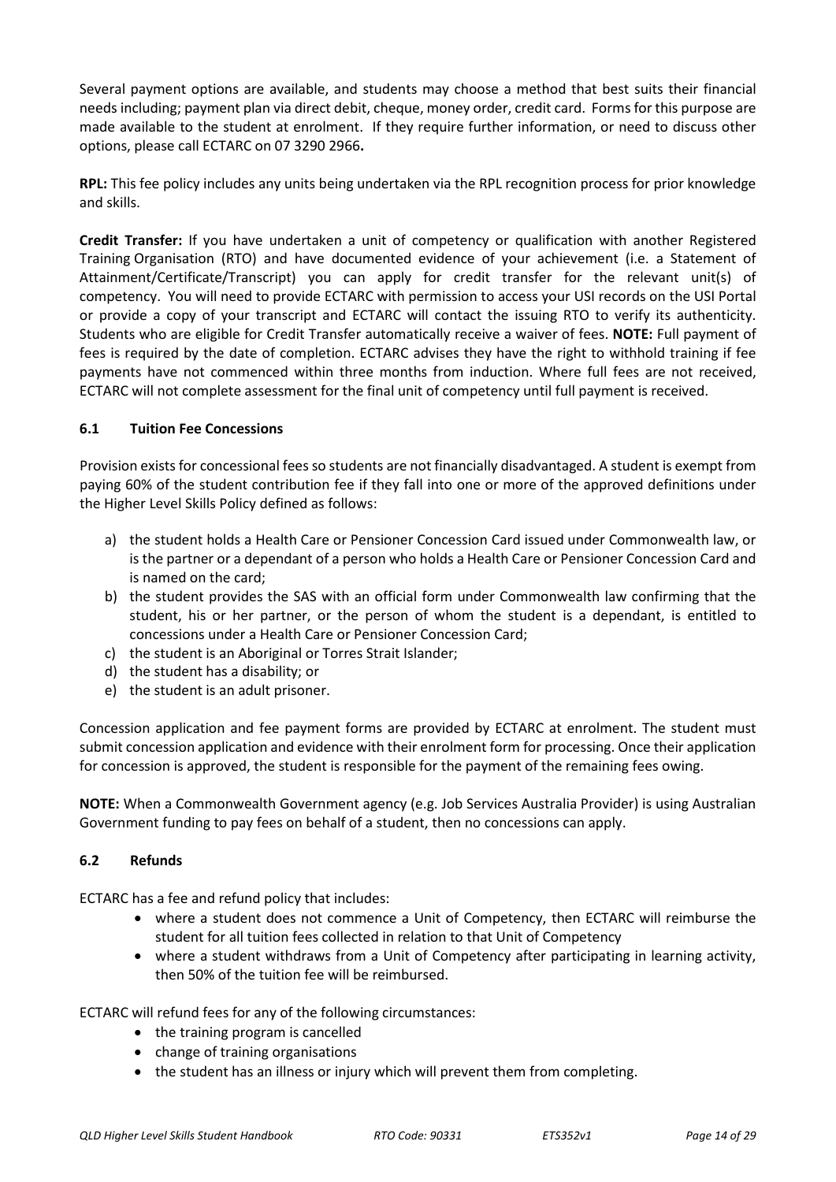Several payment options are available, and students may choose a method that best suits their financial needs including; payment plan via direct debit, cheque, money order, credit card. Forms for this purpose are made available to the student at enrolment. If they require further information, or need to discuss other options, please call ECTARC on 07 3290 2966**.**

**RPL:** This fee policy includes any units being undertaken via the RPL recognition process for prior knowledge and skills.

**Credit Transfer:** If you have undertaken a unit of competency or qualification with another Registered Training Organisation (RTO) and have documented evidence of your achievement (i.e. a Statement of Attainment/Certificate/Transcript) you can apply for credit transfer for the relevant unit(s) of competency. You will need to provide ECTARC with permission to access your USI records on the USI Portal or provide a copy of your transcript and ECTARC will contact the issuing RTO to verify its authenticity. Students who are eligible for Credit Transfer automatically receive a waiver of fees. **NOTE:** Full payment of fees is required by the date of completion. ECTARC advises they have the right to withhold training if fee payments have not commenced within three months from induction. Where full fees are not received, ECTARC will not complete assessment for the final unit of competency until full payment is received.

### 6.1 Tuition Fee Concessions

Provision exists for concessional fees so students are not financially disadvantaged. A student is exempt from paying 60% of the student contribution fee if they fall into one or more of the approved definitions under the Higher Level Skills Policy defined as follows:

a) the student holds a Health Care or Pensioner Concession Card issued under Commonwealth law, or is the partner or a dependant of a person who holds a Health Care or Pensioner Concession Card and is named on the card;
b) the student provides the SAS with an official form under Commonwealth law confirming that the student, his or her partner, or the person of whom the student is a dependant, is entitled to concessions under a Health Care or Pensioner Concession Card;
c) the student is an Aboriginal or Torres Strait Islander;
d) the student has a disability; or
e) the student is an adult prisoner.

Concession application and fee payment forms are provided by ECTARC at enrolment. The student must submit concession application and evidence with their enrolment form for processing. Once their application for concession is approved, the student is responsible for the payment of the remaining fees owing.

**NOTE:** When a Commonwealth Government agency (e.g. Job Services Australia Provider) is using Australian Government funding to pay fees on behalf of a student, then no concessions can apply.

### 6.2 Refunds

ECTARC has a fee and refund policy that includes:

- where a student does not commence a Unit of Competency, then ECTARC will reimburse the student for all tuition fees collected in relation to that Unit of Competency
- where a student withdraws from a Unit of Competency after participating in learning activity, then 50% of the tuition fee will be reimbursed.

ECTARC will refund fees for any of the following circumstances:

- the training program is cancelled
- change of training organisations
- the student has an illness or injury which will prevent them from completing.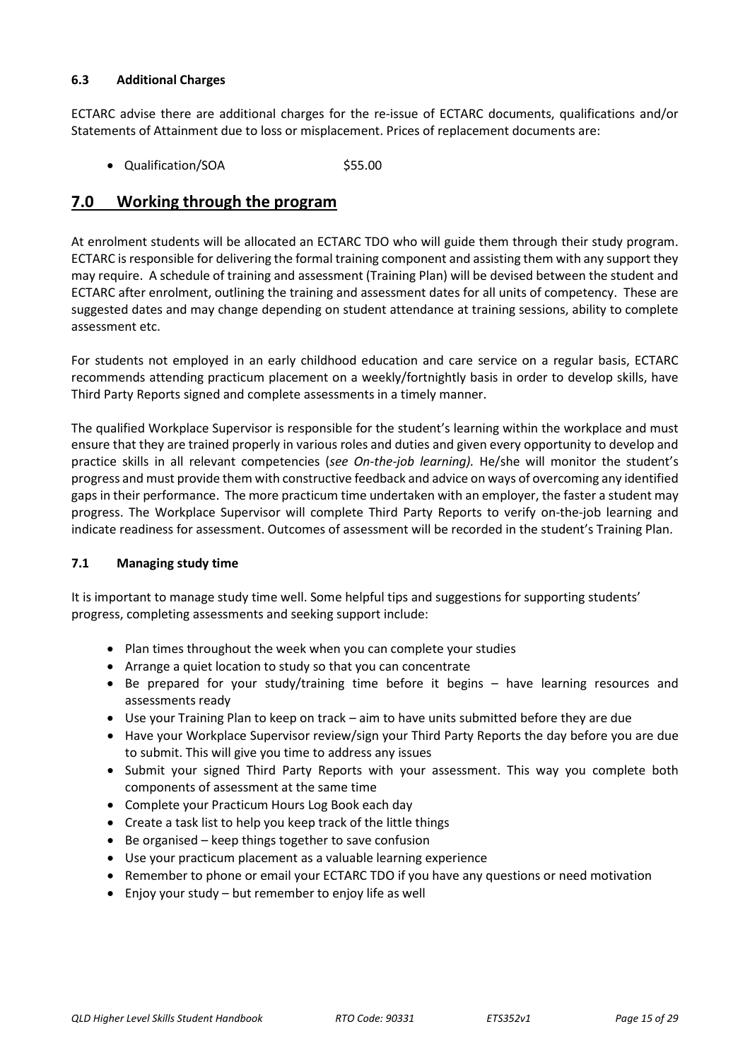### 6.3 Additional Charges

ECTARC advise there are additional charges for the re-issue of ECTARC documents, qualifications and/or Statements of Attainment due to loss or misplacement. Prices of replacement documents are:

- Qualification/SOA $55.00

## 7.0 Working through the program

At enrolment students will be allocated an ECTARC TDO who will guide them through their study program. ECTARC is responsible for delivering the formal training component and assisting them with any support they may require. A schedule of training and assessment (Training Plan) will be devised between the student and ECTARC after enrolment, outlining the training and assessment dates for all units of competency. These are suggested dates and may change depending on student attendance at training sessions, ability to complete assessment etc.

For students not employed in an early childhood education and care service on a regular basis, ECTARC recommends attending practicum placement on a weekly/fortnightly basis in order to develop skills, have Third Party Reports signed and complete assessments in a timely manner.

The qualified Workplace Supervisor is responsible for the student's learning within the workplace and must ensure that they are trained properly in various roles and duties and given every opportunity to develop and practice skills in all relevant competencies (*see On-the-job learning).* He/she will monitor the student's progress and must provide them with constructive feedback and advice on ways of overcoming any identified gaps in their performance. The more practicum time undertaken with an employer, the faster a student may progress. The Workplace Supervisor will complete Third Party Reports to verify on-the-job learning and indicate readiness for assessment. Outcomes of assessment will be recorded in the student's Training Plan.

### 7.1 Managing study time

It is important to manage study time well. Some helpful tips and suggestions for supporting students' progress, completing assessments and seeking support include:

- Plan times throughout the week when you can complete your studies
- Arrange a quiet location to study so that you can concentrate
- Be prepared for your study/training time before it begins – have learning resources and assessments ready
- Use your Training Plan to keep on track – aim to have units submitted before they are due
- Have your Workplace Supervisor review/sign your Third Party Reports the day before you are due to submit. This will give you time to address any issues
- Submit your signed Third Party Reports with your assessment. This way you complete both components of assessment at the same time
- Complete your Practicum Hours Log Book each day
- Create a task list to help you keep track of the little things
- Be organised – keep things together to save confusion
- Use your practicum placement as a valuable learning experience
- Remember to phone or email your ECTARC TDO if you have any questions or need motivation
- Enjoy your study – but remember to enjoy life as well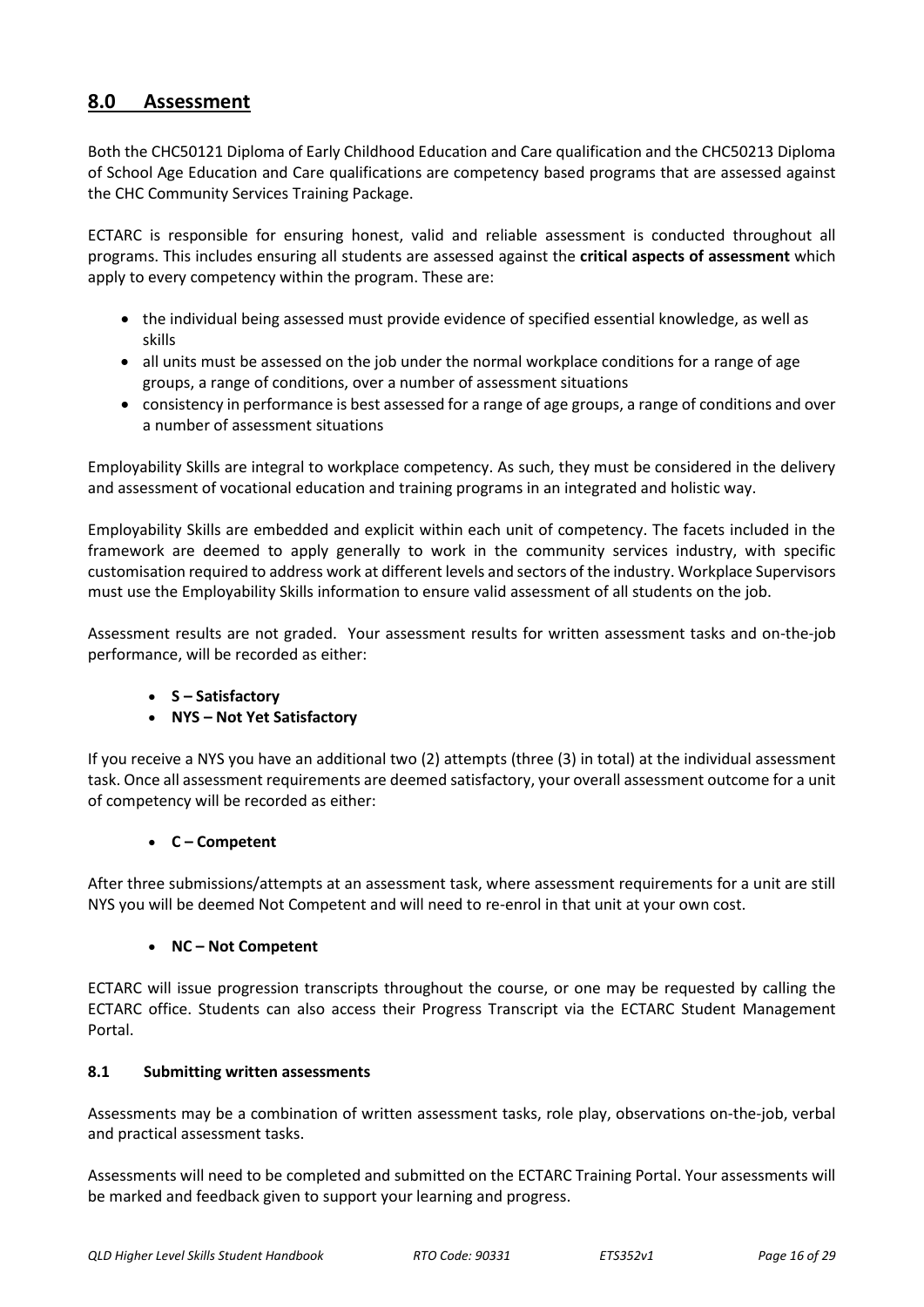## 8.0 Assessment

Both the CHC50121 Diploma of Early Childhood Education and Care qualification and the CHC50213 Diploma of School Age Education and Care qualifications are competency based programs that are assessed against the CHC Community Services Training Package.

ECTARC is responsible for ensuring honest, valid and reliable assessment is conducted throughout all programs. This includes ensuring all students are assessed against the **critical aspects of assessment** which apply to every competency within the program. These are:

- the individual being assessed must provide evidence of specified essential knowledge, as well as skills
- all units must be assessed on the job under the normal workplace conditions for a range of age groups, a range of conditions, over a number of assessment situations
- consistency in performance is best assessed for a range of age groups, a range of conditions and over a number of assessment situations

Employability Skills are integral to workplace competency. As such, they must be considered in the delivery and assessment of vocational education and training programs in an integrated and holistic way.

Employability Skills are embedded and explicit within each unit of competency. The facets included in the framework are deemed to apply generally to work in the community services industry, with specific customisation required to address work at different levels and sectors of the industry. Workplace Supervisors must use the Employability Skills information to ensure valid assessment of all students on the job.

Assessment results are not graded. Your assessment results for written assessment tasks and on-the-job performance, will be recorded as either:

- **S – Satisfactory**
- **NYS – Not Yet Satisfactory**

If you receive a NYS you have an additional two (2) attempts (three (3) in total) at the individual assessment task. Once all assessment requirements are deemed satisfactory, your overall assessment outcome for a unit of competency will be recorded as either:

- **C – Competent**

After three submissions/attempts at an assessment task, where assessment requirements for a unit are still NYS you will be deemed Not Competent and will need to re-enrol in that unit at your own cost.

- **NC – Not Competent**

ECTARC will issue progression transcripts throughout the course, or one may be requested by calling the ECTARC office. Students can also access their Progress Transcript via the ECTARC Student Management Portal.

### 8.1 Submitting written assessments

Assessments may be a combination of written assessment tasks, role play, observations on-the-job, verbal and practical assessment tasks.

Assessments will need to be completed and submitted on the ECTARC Training Portal. Your assessments will be marked and feedback given to support your learning and progress.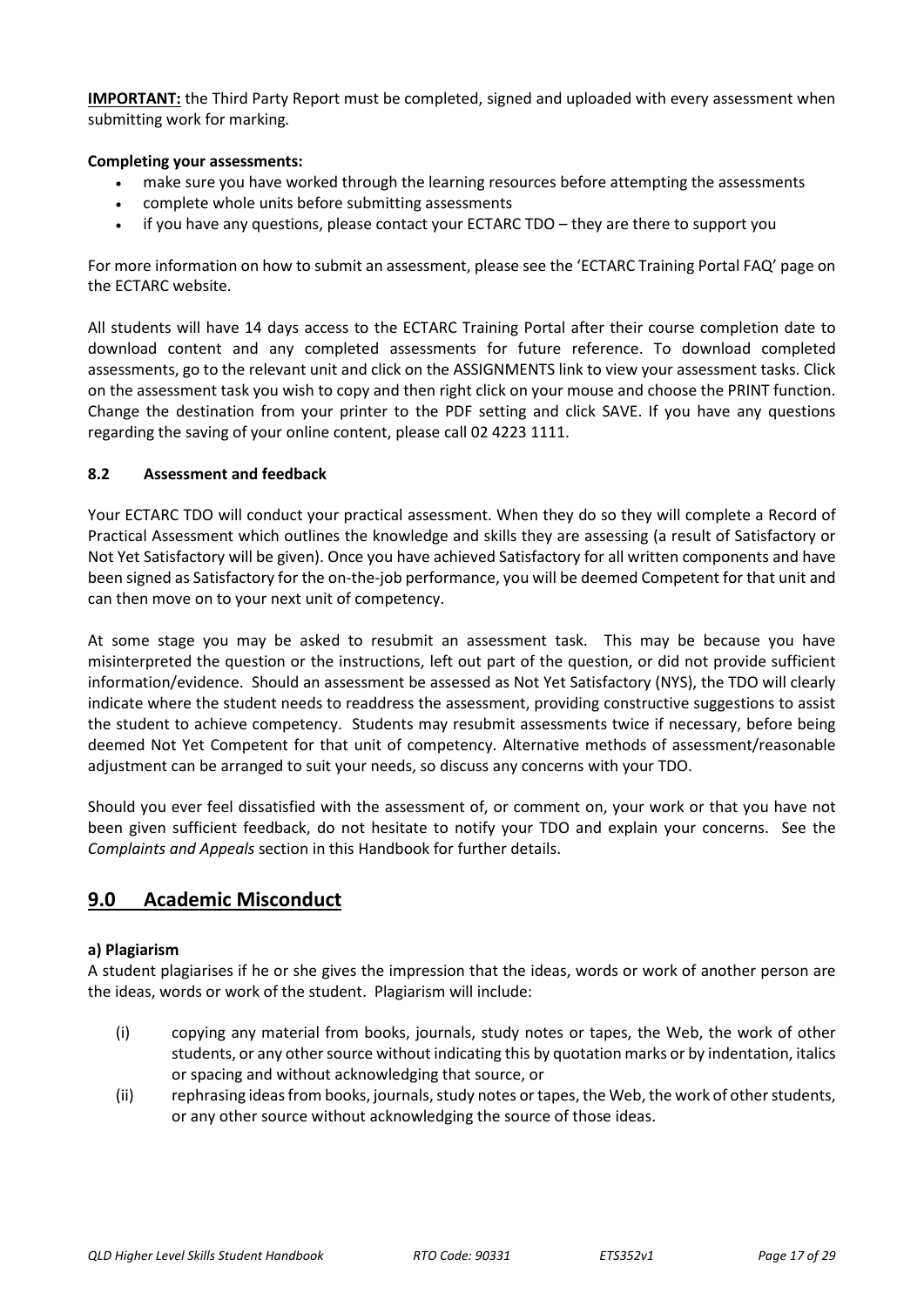**IMPORTANT:** the Third Party Report must be completed, signed and uploaded with every assessment when submitting work for marking.

**Completing your assessments:**

- make sure you have worked through the learning resources before attempting the assessments
- complete whole units before submitting assessments
- if you have any questions, please contact your ECTARC TDO – they are there to support you

For more information on how to submit an assessment, please see the 'ECTARC Training Portal FAQ' page on the ECTARC website.

All students will have 14 days access to the ECTARC Training Portal after their course completion date to download content and any completed assessments for future reference. To download completed assessments, go to the relevant unit and click on the ASSIGNMENTS link to view your assessment tasks. Click on the assessment task you wish to copy and then right click on your mouse and choose the PRINT function. Change the destination from your printer to the PDF setting and click SAVE. If you have any questions regarding the saving of your online content, please call 02 4223 1111.

### 8.2 Assessment and feedback

Your ECTARC TDO will conduct your practical assessment. When they do so they will complete a Record of Practical Assessment which outlines the knowledge and skills they are assessing (a result of Satisfactory or Not Yet Satisfactory will be given). Once you have achieved Satisfactory for all written components and have been signed as Satisfactory for the on-the-job performance, you will be deemed Competent for that unit and can then move on to your next unit of competency.

At some stage you may be asked to resubmit an assessment task. This may be because you have misinterpreted the question or the instructions, left out part of the question, or did not provide sufficient information/evidence. Should an assessment be assessed as Not Yet Satisfactory (NYS), the TDO will clearly indicate where the student needs to readdress the assessment, providing constructive suggestions to assist the student to achieve competency. Students may resubmit assessments twice if necessary, before being deemed Not Yet Competent for that unit of competency. Alternative methods of assessment/reasonable adjustment can be arranged to suit your needs, so discuss any concerns with your TDO.

Should you ever feel dissatisfied with the assessment of, or comment on, your work or that you have not been given sufficient feedback, do not hesitate to notify your TDO and explain your concerns. See the *Complaints and Appeals* section in this Handbook for further details.

## 9.0 Academic Misconduct

**a) Plagiarism**

A student plagiarises if he or she gives the impression that the ideas, words or work of another person are the ideas, words or work of the student. Plagiarism will include:

(i) copying any material from books, journals, study notes or tapes, the Web, the work of other students, or any other source without indicating this by quotation marks or by indentation, italics or spacing and without acknowledging that source, or

(ii) rephrasing ideas from books, journals, study notes or tapes, the Web, the work of other students, or any other source without acknowledging the source of those ideas.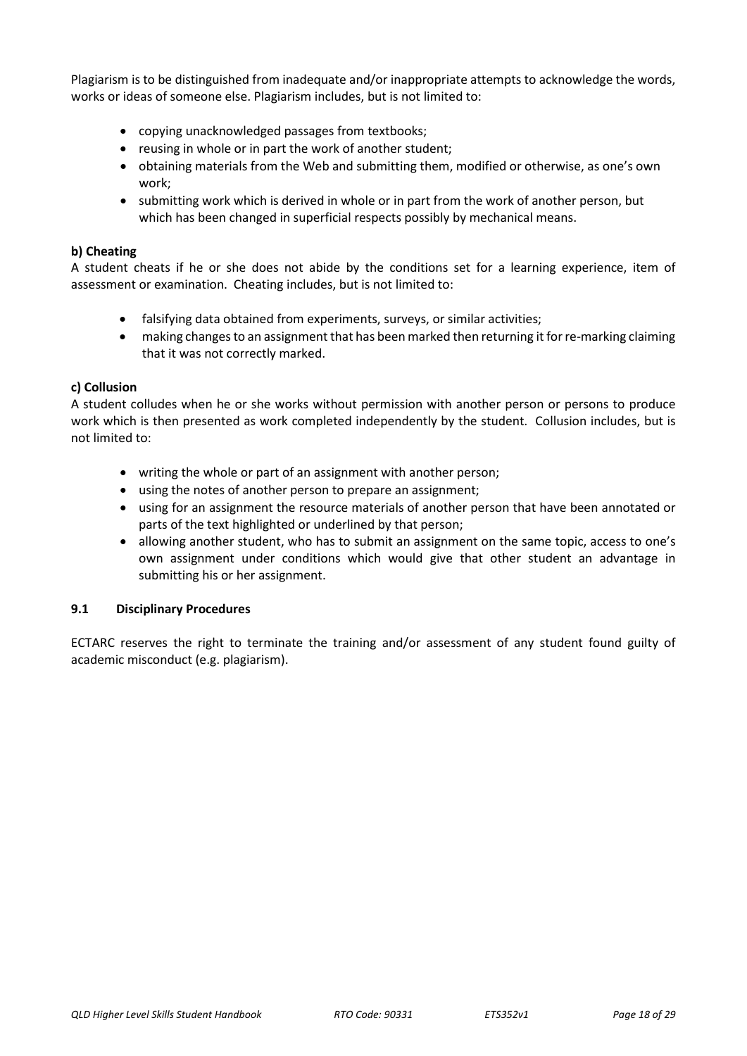Plagiarism is to be distinguished from inadequate and/or inappropriate attempts to acknowledge the words, works or ideas of someone else. Plagiarism includes, but is not limited to:

- copying unacknowledged passages from textbooks;
- reusing in whole or in part the work of another student;
- obtaining materials from the Web and submitting them, modified or otherwise, as one's own work;
- submitting work which is derived in whole or in part from the work of another person, but which has been changed in superficial respects possibly by mechanical means.

**b) Cheating**

A student cheats if he or she does not abide by the conditions set for a learning experience, item of assessment or examination. Cheating includes, but is not limited to:

- falsifying data obtained from experiments, surveys, or similar activities;
- making changes to an assignment that has been marked then returning it for re-marking claiming that it was not correctly marked.

**c) Collusion**

A student colludes when he or she works without permission with another person or persons to produce work which is then presented as work completed independently by the student. Collusion includes, but is not limited to:

- writing the whole or part of an assignment with another person;
- using the notes of another person to prepare an assignment;
- using for an assignment the resource materials of another person that have been annotated or parts of the text highlighted or underlined by that person;
- allowing another student, who has to submit an assignment on the same topic, access to one's own assignment under conditions which would give that other student an advantage in submitting his or her assignment.

### 9.1 Disciplinary Procedures

ECTARC reserves the right to terminate the training and/or assessment of any student found guilty of academic misconduct (e.g. plagiarism).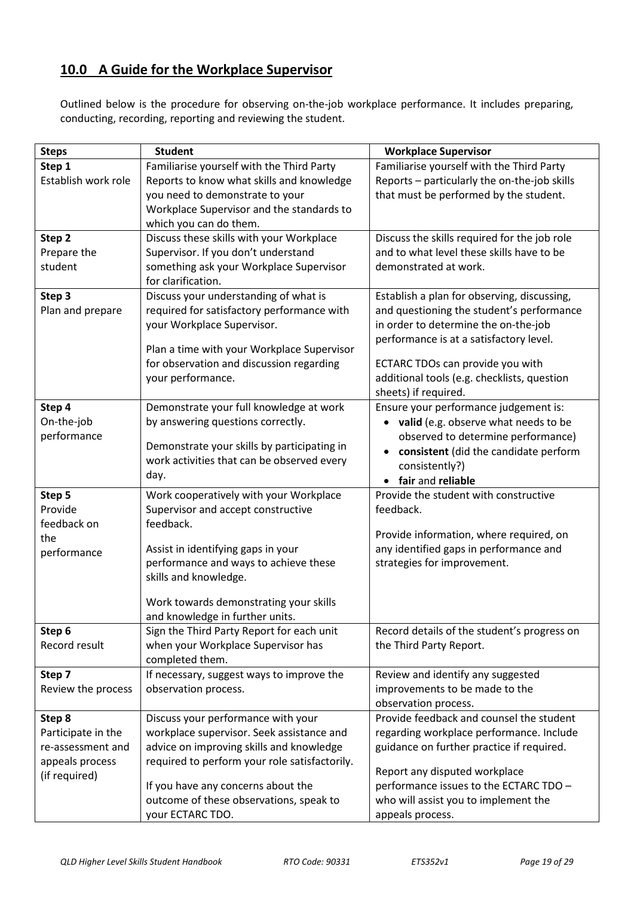## 10.0 A Guide for the Workplace Supervisor

Outlined below is the procedure for observing on-the-job workplace performance. It includes preparing, conducting, recording, reporting and reviewing the student.

| Steps | Student | Workplace Supervisor |
|---|---|---|
| **Step 1**<br>Establish work role | Familiarise yourself with the Third Party Reports to know what skills and knowledge you need to demonstrate to your Workplace Supervisor and the standards to which you can do them. | Familiarise yourself with the Third Party Reports – particularly the on-the-job skills that must be performed by the student. |
| **Step 2**<br>Prepare the student | Discuss these skills with your Workplace Supervisor. If you don't understand something ask your Workplace Supervisor for clarification. | Discuss the skills required for the job role and to what level these skills have to be demonstrated at work. |
| **Step 3**<br>Plan and prepare | Discuss your understanding of what is required for satisfactory performance with your Workplace Supervisor.<br><br>Plan a time with your Workplace Supervisor for observation and discussion regarding your performance. | Establish a plan for observing, discussing, and questioning the student's performance in order to determine the on-the-job performance is at a satisfactory level.<br><br>ECTARC TDOs can provide you with additional tools (e.g. checklists, question sheets) if required. |
| **Step 4**<br>On-the-job performance | Demonstrate your full knowledge at work by answering questions correctly.<br><br>Demonstrate your skills by participating in work activities that can be observed every day. | Ensure your performance judgement is:<br>• **valid** (e.g. observe what needs to be observed to determine performance)<br>• **consistent** (did the candidate perform consistently?)<br>• **fair** and **reliable** |
| **Step 5**<br>Provide feedback on the performance | Work cooperatively with your Workplace Supervisor and accept constructive feedback.<br><br>Assist in identifying gaps in your performance and ways to achieve these skills and knowledge.<br><br>Work towards demonstrating your skills and knowledge in further units. | Provide the student with constructive feedback.<br><br>Provide information, where required, on any identified gaps in performance and strategies for improvement. |
| **Step 6**<br>Record result | Sign the Third Party Report for each unit when your Workplace Supervisor has completed them. | Record details of the student's progress on the Third Party Report. |
| **Step 7**<br>Review the process | If necessary, suggest ways to improve the observation process. | Review and identify any suggested improvements to be made to the observation process. |
| **Step 8**<br>Participate in the re-assessment and appeals process (if required) | Discuss your performance with your workplace supervisor. Seek assistance and advice on improving skills and knowledge required to perform your role satisfactorily.<br><br>If you have any concerns about the outcome of these observations, speak to your ECTARC TDO. | Provide feedback and counsel the student regarding workplace performance. Include guidance on further practice if required.<br><br>Report any disputed workplace performance issues to the ECTARC TDO – who will assist you to implement the appeals process. |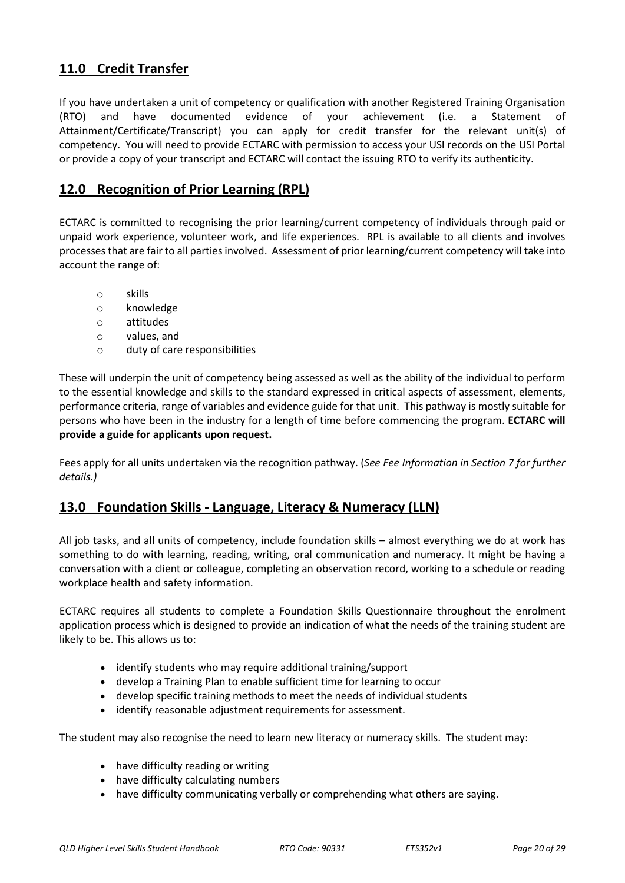## 11.0 Credit Transfer

If you have undertaken a unit of competency or qualification with another Registered Training Organisation (RTO) and have documented evidence of your achievement (i.e. a Statement of Attainment/Certificate/Transcript) you can apply for credit transfer for the relevant unit(s) of competency. You will need to provide ECTARC with permission to access your USI records on the USI Portal or provide a copy of your transcript and ECTARC will contact the issuing RTO to verify its authenticity.

## 12.0 Recognition of Prior Learning (RPL)

ECTARC is committed to recognising the prior learning/current competency of individuals through paid or unpaid work experience, volunteer work, and life experiences. RPL is available to all clients and involves processes that are fair to all parties involved. Assessment of prior learning/current competency will take into account the range of:

- skills
- knowledge
- attitudes
- values, and
- duty of care responsibilities

These will underpin the unit of competency being assessed as well as the ability of the individual to perform to the essential knowledge and skills to the standard expressed in critical aspects of assessment, elements, performance criteria, range of variables and evidence guide for that unit. This pathway is mostly suitable for persons who have been in the industry for a length of time before commencing the program. **ECTARC will provide a guide for applicants upon request.**

Fees apply for all units undertaken via the recognition pathway. (*See Fee Information in Section 7 for further details.)*

## 13.0 Foundation Skills - Language, Literacy & Numeracy (LLN)

All job tasks, and all units of competency, include foundation skills – almost everything we do at work has something to do with learning, reading, writing, oral communication and numeracy. It might be having a conversation with a client or colleague, completing an observation record, working to a schedule or reading workplace health and safety information.

ECTARC requires all students to complete a Foundation Skills Questionnaire throughout the enrolment application process which is designed to provide an indication of what the needs of the training student are likely to be. This allows us to:

- identify students who may require additional training/support
- develop a Training Plan to enable sufficient time for learning to occur
- develop specific training methods to meet the needs of individual students
- identify reasonable adjustment requirements for assessment.

The student may also recognise the need to learn new literacy or numeracy skills. The student may:

- have difficulty reading or writing
- have difficulty calculating numbers
- have difficulty communicating verbally or comprehending what others are saying.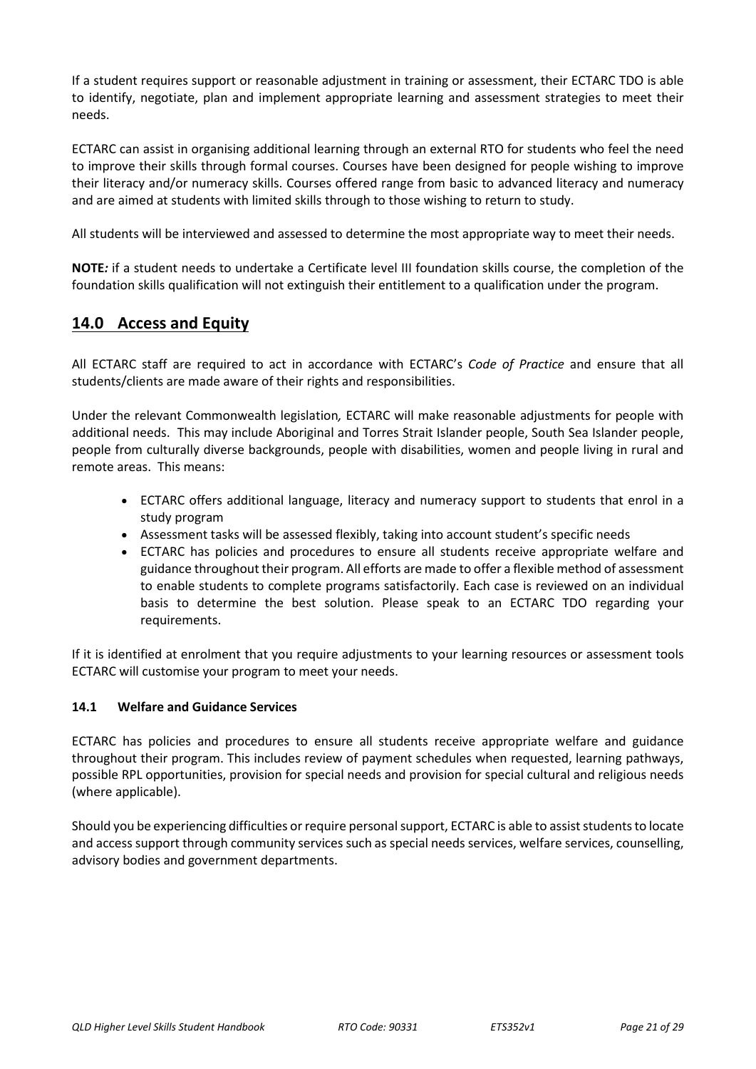If a student requires support or reasonable adjustment in training or assessment, their ECTARC TDO is able to identify, negotiate, plan and implement appropriate learning and assessment strategies to meet their needs.

ECTARC can assist in organising additional learning through an external RTO for students who feel the need to improve their skills through formal courses. Courses have been designed for people wishing to improve their literacy and/or numeracy skills. Courses offered range from basic to advanced literacy and numeracy and are aimed at students with limited skills through to those wishing to return to study.

All students will be interviewed and assessed to determine the most appropriate way to meet their needs.

**NOTE***:* if a student needs to undertake a Certificate level III foundation skills course, the completion of the foundation skills qualification will not extinguish their entitlement to a qualification under the program.

## 14.0 Access and Equity

All ECTARC staff are required to act in accordance with ECTARC's *Code of Practice* and ensure that all students/clients are made aware of their rights and responsibilities.

Under the relevant Commonwealth legislation*,* ECTARC will make reasonable adjustments for people with additional needs. This may include Aboriginal and Torres Strait Islander people, South Sea Islander people, people from culturally diverse backgrounds, people with disabilities, women and people living in rural and remote areas. This means:

- ECTARC offers additional language, literacy and numeracy support to students that enrol in a study program
- Assessment tasks will be assessed flexibly, taking into account student's specific needs
- ECTARC has policies and procedures to ensure all students receive appropriate welfare and guidance throughout their program. All efforts are made to offer a flexible method of assessment to enable students to complete programs satisfactorily. Each case is reviewed on an individual basis to determine the best solution. Please speak to an ECTARC TDO regarding your requirements.

If it is identified at enrolment that you require adjustments to your learning resources or assessment tools ECTARC will customise your program to meet your needs.

### 14.1 Welfare and Guidance Services

ECTARC has policies and procedures to ensure all students receive appropriate welfare and guidance throughout their program. This includes review of payment schedules when requested, learning pathways, possible RPL opportunities, provision for special needs and provision for special cultural and religious needs (where applicable).

Should you be experiencing difficulties or require personal support, ECTARC is able to assist students to locate and access support through community services such as special needs services, welfare services, counselling, advisory bodies and government departments.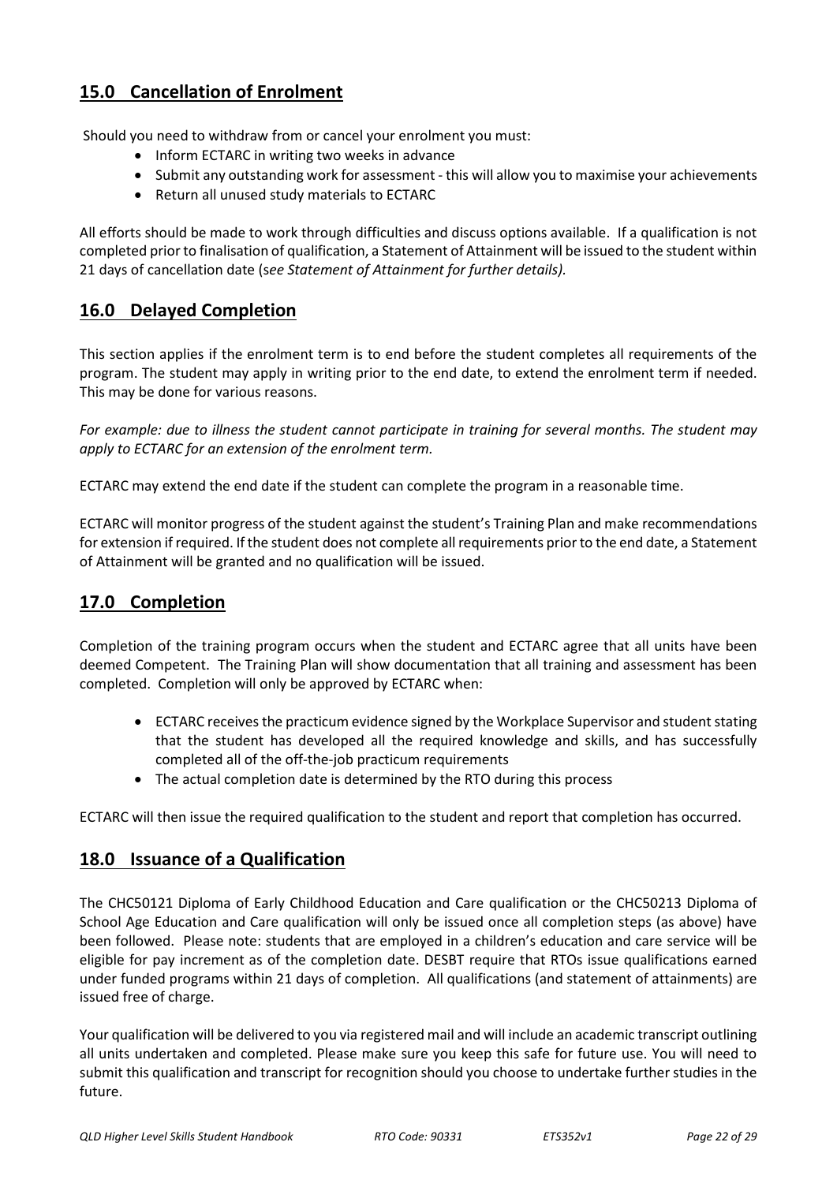## 15.0 Cancellation of Enrolment

Should you need to withdraw from or cancel your enrolment you must:

- Inform ECTARC in writing two weeks in advance
- Submit any outstanding work for assessment - this will allow you to maximise your achievements
- Return all unused study materials to ECTARC

All efforts should be made to work through difficulties and discuss options available. If a qualification is not completed prior to finalisation of qualification, a Statement of Attainment will be issued to the student within 21 days of cancellation date (*see Statement of Attainment for further details).*

## 16.0 Delayed Completion

This section applies if the enrolment term is to end before the student completes all requirements of the program. The student may apply in writing prior to the end date, to extend the enrolment term if needed. This may be done for various reasons.

*For example: due to illness the student cannot participate in training for several months. The student may apply to ECTARC for an extension of the enrolment term.*

ECTARC may extend the end date if the student can complete the program in a reasonable time.

ECTARC will monitor progress of the student against the student's Training Plan and make recommendations for extension if required. If the student does not complete all requirements prior to the end date, a Statement of Attainment will be granted and no qualification will be issued.

## 17.0 Completion

Completion of the training program occurs when the student and ECTARC agree that all units have been deemed Competent. The Training Plan will show documentation that all training and assessment has been completed. Completion will only be approved by ECTARC when:

- ECTARC receives the practicum evidence signed by the Workplace Supervisor and student stating that the student has developed all the required knowledge and skills, and has successfully completed all of the off-the-job practicum requirements
- The actual completion date is determined by the RTO during this process

ECTARC will then issue the required qualification to the student and report that completion has occurred.

## 18.0 Issuance of a Qualification

The CHC50121 Diploma of Early Childhood Education and Care qualification or the CHC50213 Diploma of School Age Education and Care qualification will only be issued once all completion steps (as above) have been followed. Please note: students that are employed in a children's education and care service will be eligible for pay increment as of the completion date. DESBT require that RTOs issue qualifications earned under funded programs within 21 days of completion. All qualifications (and statement of attainments) are issued free of charge.

Your qualification will be delivered to you via registered mail and will include an academic transcript outlining all units undertaken and completed. Please make sure you keep this safe for future use. You will need to submit this qualification and transcript for recognition should you choose to undertake further studies in the future.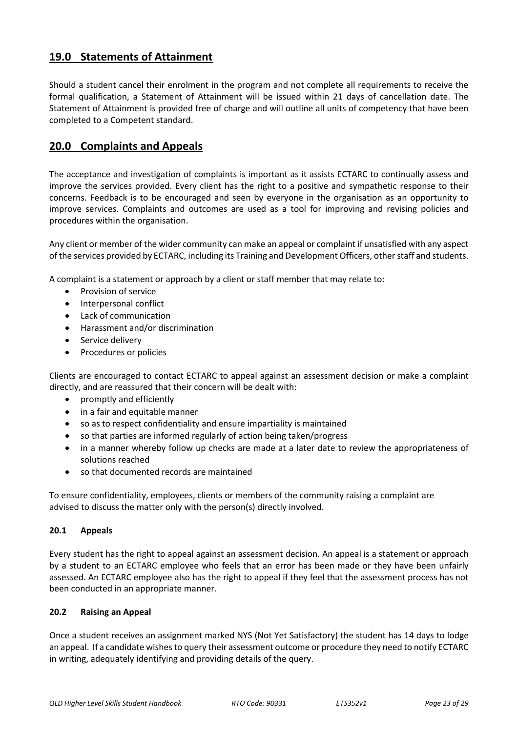## 19.0 Statements of Attainment

Should a student cancel their enrolment in the program and not complete all requirements to receive the formal qualification, a Statement of Attainment will be issued within 21 days of cancellation date. The Statement of Attainment is provided free of charge and will outline all units of competency that have been completed to a Competent standard.

## 20.0 Complaints and Appeals

The acceptance and investigation of complaints is important as it assists ECTARC to continually assess and improve the services provided. Every client has the right to a positive and sympathetic response to their concerns. Feedback is to be encouraged and seen by everyone in the organisation as an opportunity to improve services. Complaints and outcomes are used as a tool for improving and revising policies and procedures within the organisation.

Any client or member of the wider community can make an appeal or complaint if unsatisfied with any aspect of the services provided by ECTARC, including its Training and Development Officers, other staff and students.

A complaint is a statement or approach by a client or staff member that may relate to:

- Provision of service
- Interpersonal conflict
- Lack of communication
- Harassment and/or discrimination
- Service delivery
- Procedures or policies

Clients are encouraged to contact ECTARC to appeal against an assessment decision or make a complaint directly, and are reassured that their concern will be dealt with:

- promptly and efficiently
- in a fair and equitable manner
- so as to respect confidentiality and ensure impartiality is maintained
- so that parties are informed regularly of action being taken/progress
- in a manner whereby follow up checks are made at a later date to review the appropriateness of solutions reached
- so that documented records are maintained

To ensure confidentiality, employees, clients or members of the community raising a complaint are advised to discuss the matter only with the person(s) directly involved.

### 20.1 Appeals

Every student has the right to appeal against an assessment decision. An appeal is a statement or approach by a student to an ECTARC employee who feels that an error has been made or they have been unfairly assessed. An ECTARC employee also has the right to appeal if they feel that the assessment process has not been conducted in an appropriate manner.

### 20.2 Raising an Appeal

Once a student receives an assignment marked NYS (Not Yet Satisfactory) the student has 14 days to lodge an appeal. If a candidate wishes to query their assessment outcome or procedure they need to notify ECTARC in writing, adequately identifying and providing details of the query.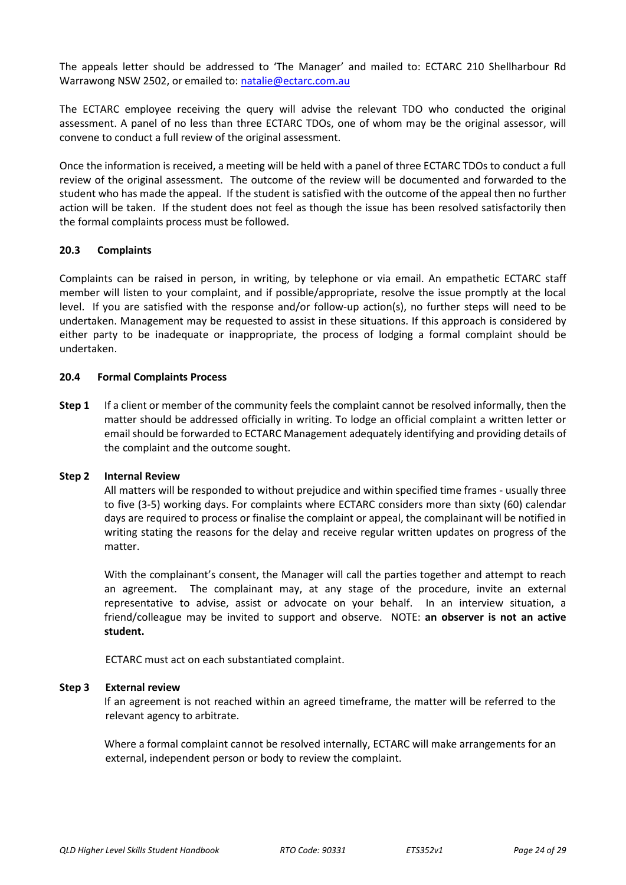The appeals letter should be addressed to 'The Manager' and mailed to: ECTARC 210 Shellharbour Rd Warrawong NSW 2502, or emailed to: natalie@ectarc.com.au

The ECTARC employee receiving the query will advise the relevant TDO who conducted the original assessment. A panel of no less than three ECTARC TDOs, one of whom may be the original assessor, will convene to conduct a full review of the original assessment.

Once the information is received, a meeting will be held with a panel of three ECTARC TDOs to conduct a full review of the original assessment. The outcome of the review will be documented and forwarded to the student who has made the appeal. If the student is satisfied with the outcome of the appeal then no further action will be taken. If the student does not feel as though the issue has been resolved satisfactorily then the formal complaints process must be followed.

### 20.3 Complaints

Complaints can be raised in person, in writing, by telephone or via email. An empathetic ECTARC staff member will listen to your complaint, and if possible/appropriate, resolve the issue promptly at the local level. If you are satisfied with the response and/or follow-up action(s), no further steps will need to be undertaken. Management may be requested to assist in these situations. If this approach is considered by either party to be inadequate or inappropriate, the process of lodging a formal complaint should be undertaken.

### 20.4 Formal Complaints Process

**Step 1** If a client or member of the community feels the complaint cannot be resolved informally, then the matter should be addressed officially in writing. To lodge an official complaint a written letter or email should be forwarded to ECTARC Management adequately identifying and providing details of the complaint and the outcome sought.

**Step 2 Internal Review**

All matters will be responded to without prejudice and within specified time frames - usually three to five (3-5) working days. For complaints where ECTARC considers more than sixty (60) calendar days are required to process or finalise the complaint or appeal, the complainant will be notified in writing stating the reasons for the delay and receive regular written updates on progress of the matter.

With the complainant's consent, the Manager will call the parties together and attempt to reach an agreement. The complainant may, at any stage of the procedure, invite an external representative to advise, assist or advocate on your behalf. In an interview situation, a friend/colleague may be invited to support and observe. NOTE: **an observer is not an active student.**

ECTARC must act on each substantiated complaint.

**Step 3 External review**

If an agreement is not reached within an agreed timeframe, the matter will be referred to the relevant agency to arbitrate.

Where a formal complaint cannot be resolved internally, ECTARC will make arrangements for an external, independent person or body to review the complaint.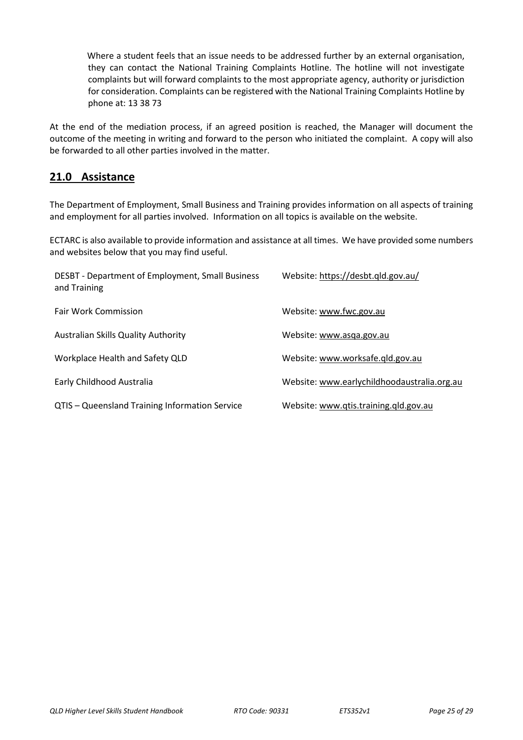Where a student feels that an issue needs to be addressed further by an external organisation, they can contact the National Training Complaints Hotline. The hotline will not investigate complaints but will forward complaints to the most appropriate agency, authority or jurisdiction for consideration. Complaints can be registered with the National Training Complaints Hotline by phone at: 13 38 73

At the end of the mediation process, if an agreed position is reached, the Manager will document the outcome of the meeting in writing and forward to the person who initiated the complaint. A copy will also be forwarded to all other parties involved in the matter.

## 21.0 Assistance

The Department of Employment, Small Business and Training provides information on all aspects of training and employment for all parties involved. Information on all topics is available on the website.

ECTARC is also available to provide information and assistance at all times. We have provided some numbers and websites below that you may find useful.

| | |
|---|---|
| DESBT - Department of Employment, Small Business and Training | Website: https://desbt.qld.gov.au/ |
| Fair Work Commission | Website: www.fwc.gov.au |
| Australian Skills Quality Authority | Website: www.asqa.gov.au |
| Workplace Health and Safety QLD | Website: www.worksafe.qld.gov.au |
| Early Childhood Australia | Website: www.earlychildhoodaustralia.org.au |
| QTIS – Queensland Training Information Service | Website: www.qtis.training.qld.gov.au |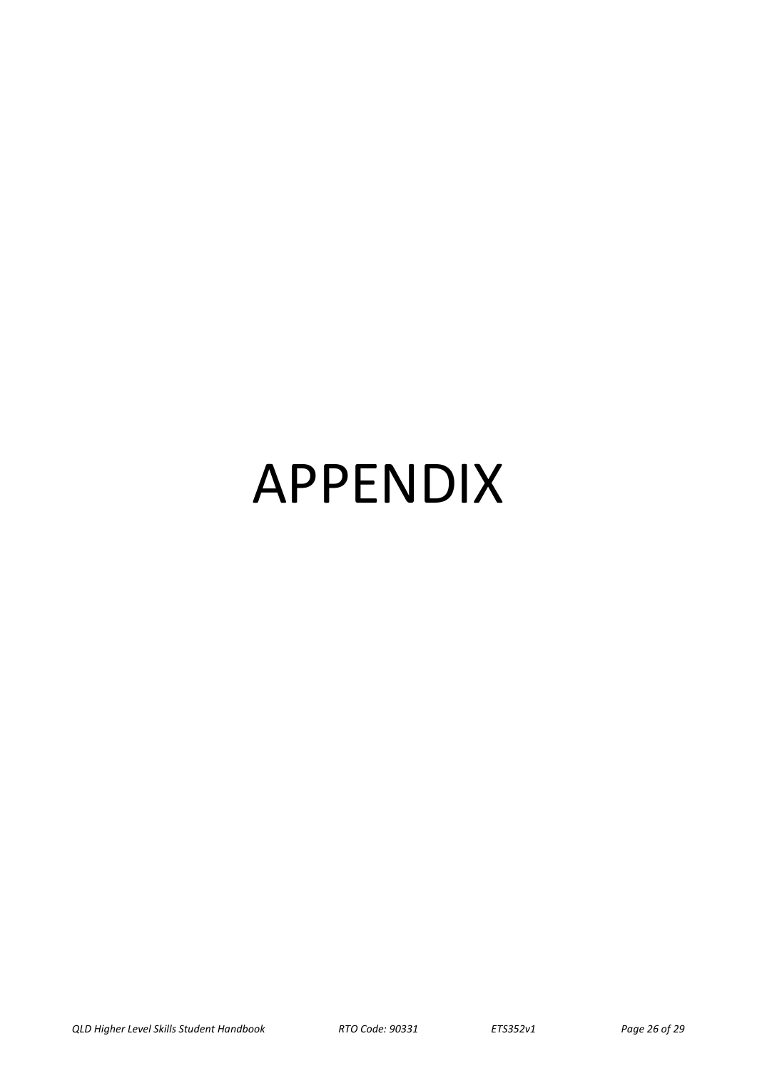# APPENDIX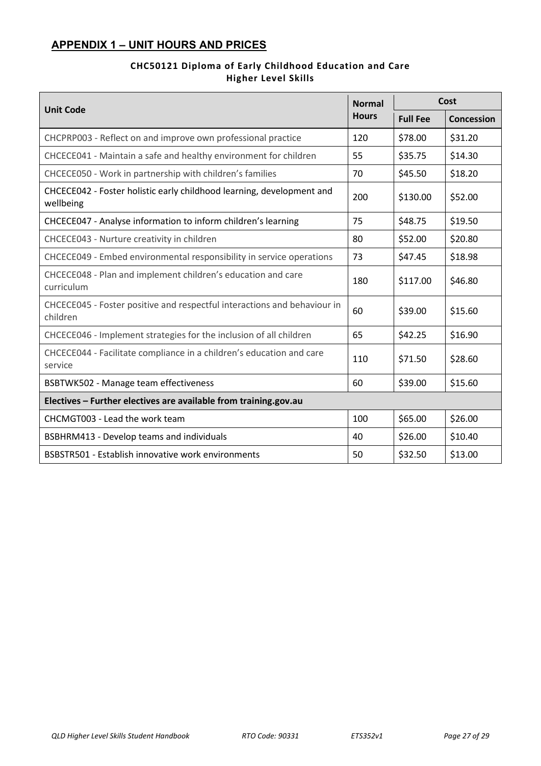## APPENDIX 1 – UNIT HOURS AND PRICES

**CHC50121 Diploma of Early Childhood Education and Care**
**Higher Level Skills**

| Unit Code | Normal Hours | Cost | |
|---|---|---|---|
| | | Full Fee | Concession |
| CHCPRP003 - Reflect on and improve own professional practice | 120 | $78.00 | $31.20 |
| CHCECE041 - Maintain a safe and healthy environment for children | 55 | $35.75 | $14.30 |
| CHCECE050 - Work in partnership with children's families | 70 | $45.50 | $18.20 |
| CHCECE042 - Foster holistic early childhood learning, development and wellbeing | 200 | $130.00 | $52.00 |
| CHCECE047 - Analyse information to inform children's learning | 75 | $48.75 | $19.50 |
| CHCECE043 - Nurture creativity in children | 80 | $52.00 | $20.80 |
| CHCECE049 - Embed environmental responsibility in service operations | 73 | $47.45 | $18.98 |
| CHCECE048 - Plan and implement children's education and care curriculum | 180 | $117.00 | $46.80 |
| CHCECE045 - Foster positive and respectful interactions and behaviour in children | 60 | $39.00 | $15.60 |
| CHCECE046 - Implement strategies for the inclusion of all children | 65 | $42.25 | $16.90 |
| CHCECE044 - Facilitate compliance in a children's education and care service | 110 | $71.50 | $28.60 |
| BSBTWK502 - Manage team effectiveness | 60 | $39.00 | $15.60 |
| **Electives – Further electives are available from training.gov.au** | | | |
| CHCMGT003 - Lead the work team | 100 | $65.00 | $26.00 |
| BSBHRM413 - Develop teams and individuals | 40 | $26.00 | $10.40 |
| BSBSTR501 - Establish innovative work environments | 50 | $32.50 | $13.00 |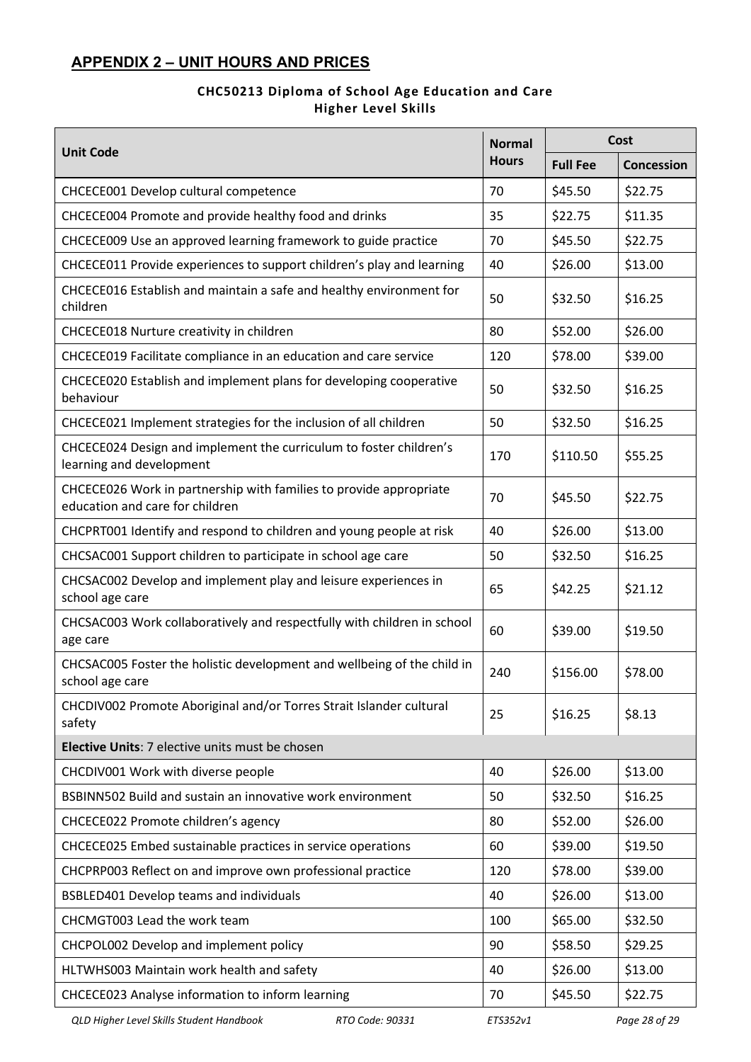## APPENDIX 2 – UNIT HOURS AND PRICES

**CHC50213 Diploma of School Age Education and Care**
**Higher Level Skills**

| Unit Code | Normal Hours | Cost | |
|---|---|---|---|
| | | Full Fee | Concession |
| CHCECE001 Develop cultural competence | 70 | $45.50 | $22.75 |
| CHCECE004 Promote and provide healthy food and drinks | 35 | $22.75 | $11.35 |
| CHCECE009 Use an approved learning framework to guide practice | 70 | $45.50 | $22.75 |
| CHCECE011 Provide experiences to support children's play and learning | 40 | $26.00 | $13.00 |
| CHCECE016 Establish and maintain a safe and healthy environment for children | 50 | $32.50 | $16.25 |
| CHCECE018 Nurture creativity in children | 80 | $52.00 | $26.00 |
| CHCECE019 Facilitate compliance in an education and care service | 120 | $78.00 | $39.00 |
| CHCECE020 Establish and implement plans for developing cooperative behaviour | 50 | $32.50 | $16.25 |
| CHCECE021 Implement strategies for the inclusion of all children | 50 | $32.50 | $16.25 |
| CHCECE024 Design and implement the curriculum to foster children's learning and development | 170 | $110.50 | $55.25 |
| CHCECE026 Work in partnership with families to provide appropriate education and care for children | 70 | $45.50 | $22.75 |
| CHCPRT001 Identify and respond to children and young people at risk | 40 | $26.00 | $13.00 |
| CHCSAC001 Support children to participate in school age care | 50 | $32.50 | $16.25 |
| CHCSAC002 Develop and implement play and leisure experiences in school age care | 65 | $42.25 | $21.12 |
| CHCSAC003 Work collaboratively and respectfully with children in school age care | 60 | $39.00 | $19.50 |
| CHCSAC005 Foster the holistic development and wellbeing of the child in school age care | 240 | $156.00 | $78.00 |
| CHCDIV002 Promote Aboriginal and/or Torres Strait Islander cultural safety | 25 | $16.25 | $8.13 |
| **Elective Units**: 7 elective units must be chosen | | | |
| CHCDIV001 Work with diverse people | 40 | $26.00 | $13.00 |
| BSBINN502 Build and sustain an innovative work environment | 50 | $32.50 | $16.25 |
| CHCECE022 Promote children's agency | 80 | $52.00 | $26.00 |
| CHCECE025 Embed sustainable practices in service operations | 60 | $39.00 | $19.50 |
| CHCPRP003 Reflect on and improve own professional practice | 120 | $78.00 | $39.00 |
| BSBLED401 Develop teams and individuals | 40 | $26.00 | $13.00 |
| CHCMGT003 Lead the work team | 100 | $65.00 | $32.50 |
| CHCPOL002 Develop and implement policy | 90 | $58.50 | $29.25 |
| HLTWHS003 Maintain work health and safety | 40 | $26.00 | $13.00 |
| CHCECE023 Analyse information to inform learning | 70 | $45.50 | $22.75 |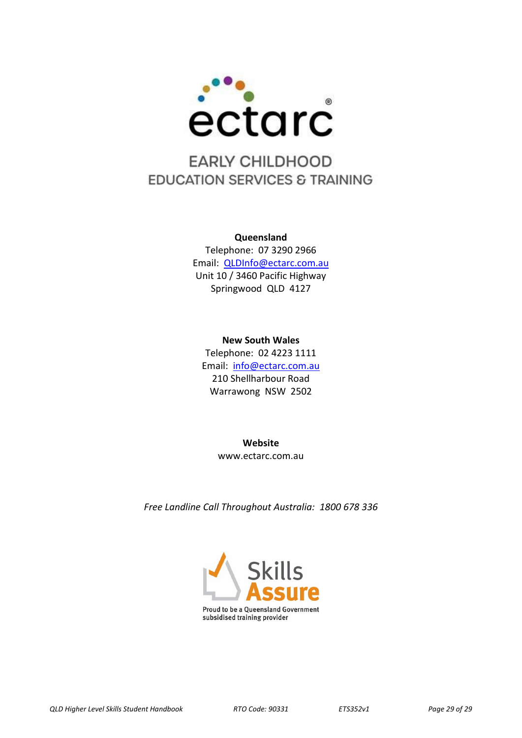ectarc®

EARLY CHILDHOOD
EDUCATION SERVICES & TRAINING

**Queensland**
Telephone: 07 3290 2966
Email: QLDInfo@ectarc.com.au
Unit 10 / 3460 Pacific Highway
Springwood QLD 4127

**New South Wales**
Telephone: 02 4223 1111
Email: info@ectarc.com.au
210 Shellharbour Road
Warrawong NSW 2502

**Website**
www.ectarc.com.au

*Free Landline Call Throughout Australia: 1800 678 336*

Skills Assure
Proud to be a Queensland Government subsidised training provider